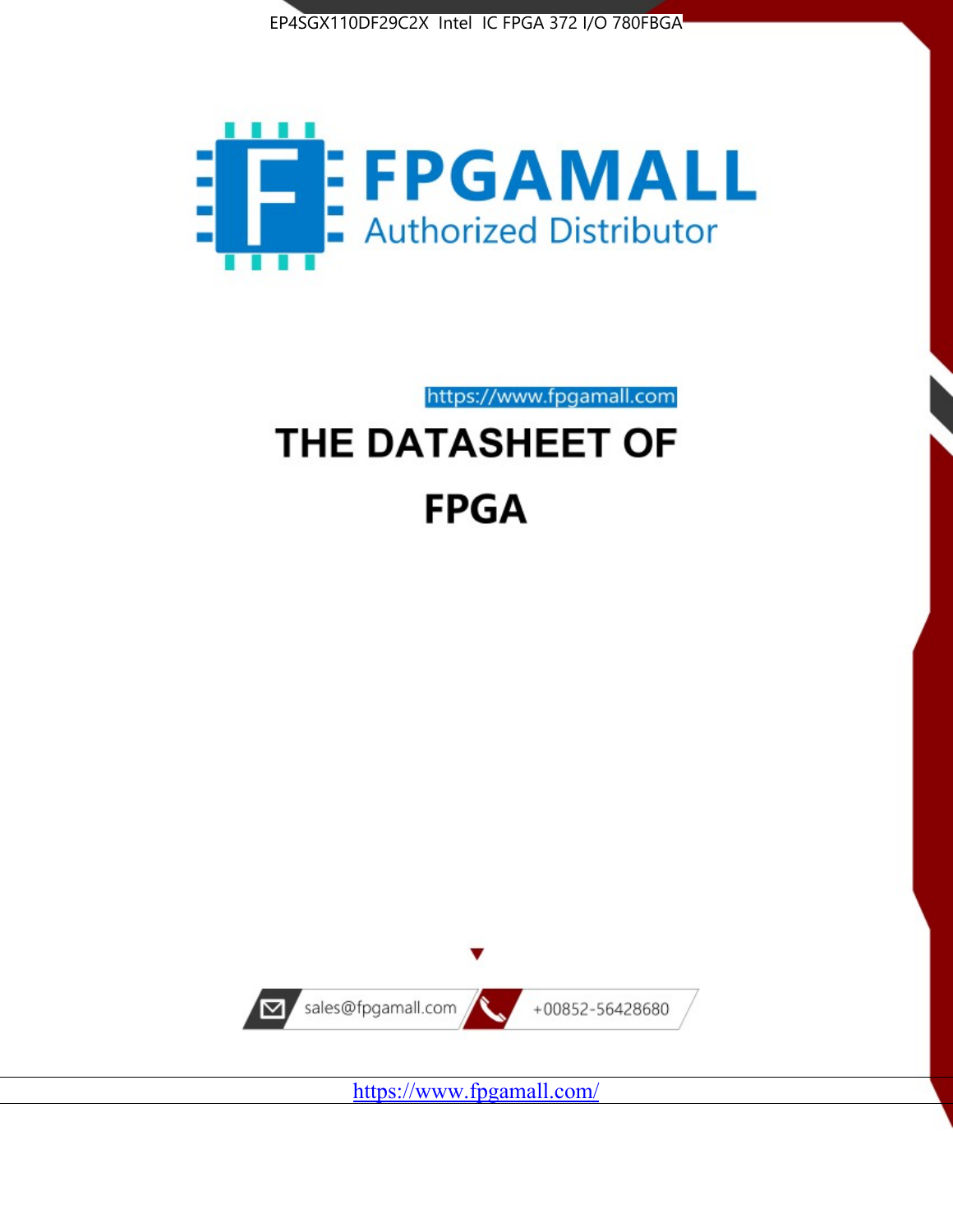EP4SGX110DF29C2X Intel IC FPGA 372 I/O 780FBGA

FPGAMALL

Authorized Distributor

https://www.fpgamall.com

# THE DATASHEET OF

# FPGA

sales@fpgamall.com

+00852-56428680

https://www.fpgamall.com/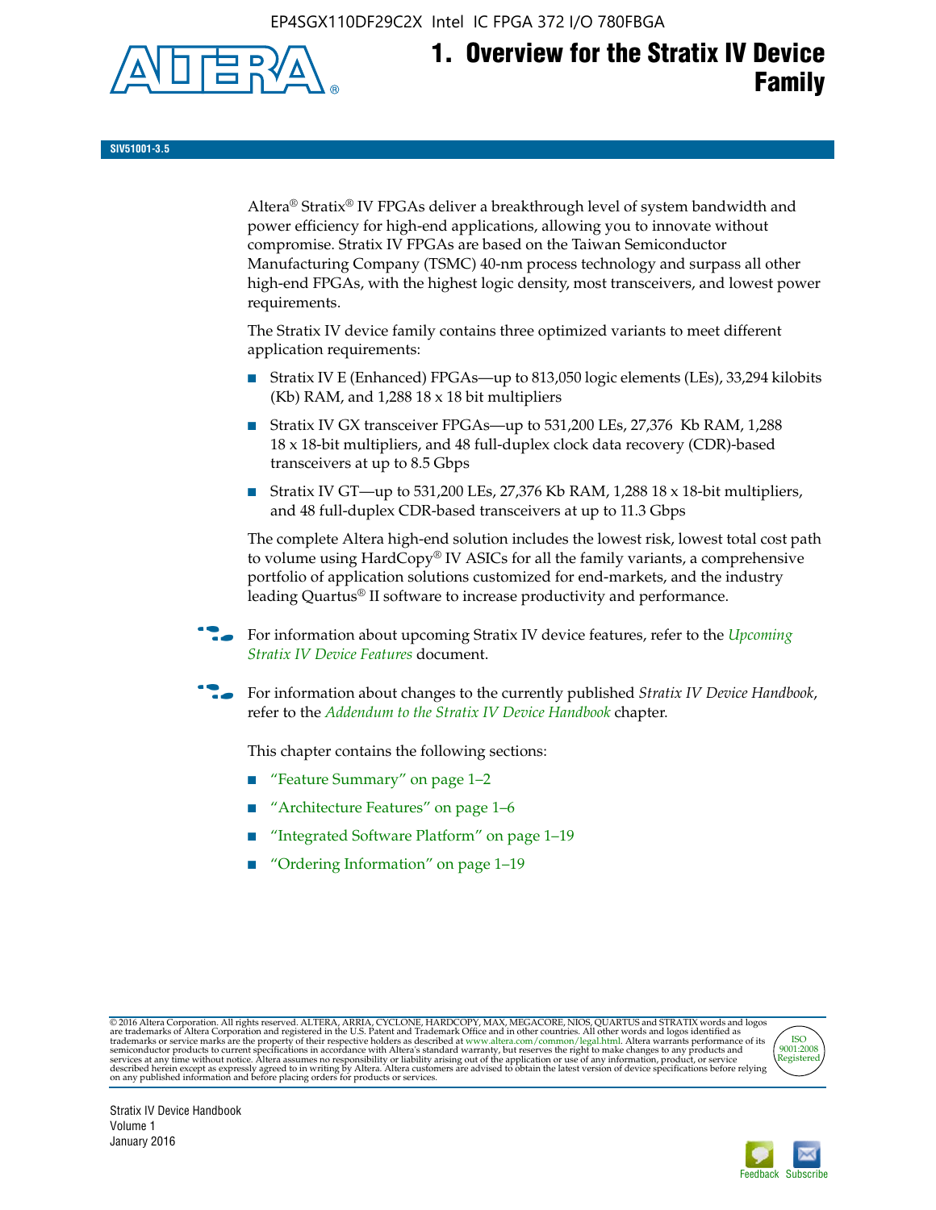# 1. Overview for the Stratix IV Device Family

SIV51001-3.5

Altera® Stratix® IV FPGAs deliver a breakthrough level of system bandwidth and power efficiency for high-end applications, allowing you to innovate without compromise. Stratix IV FPGAs are based on the Taiwan Semiconductor Manufacturing Company (TSMC) 40-nm process technology and surpass all other high-end FPGAs, with the highest logic density, most transceivers, and lowest power requirements.

The Stratix IV device family contains three optimized variants to meet different application requirements:

- Stratix IV E (Enhanced) FPGAs—up to 813,050 logic elements (LEs), 33,294 kilobits (Kb) RAM, and 1,288 18 x 18 bit multipliers
- Stratix IV GX transceiver FPGAs—up to 531,200 LEs, 27,376 Kb RAM, 1,288 18 x 18-bit multipliers, and 48 full-duplex clock data recovery (CDR)-based transceivers at up to 8.5 Gbps
- Stratix IV GT—up to 531,200 LEs, 27,376 Kb RAM, 1,288 18 x 18-bit multipliers, and 48 full-duplex CDR-based transceivers at up to 11.3 Gbps

The complete Altera high-end solution includes the lowest risk, lowest total cost path to volume using HardCopy® IV ASICs for all the family variants, a comprehensive portfolio of application solutions customized for end-markets, and the industry leading Quartus® II software to increase productivity and performance.

For information about upcoming Stratix IV device features, refer to the *Upcoming Stratix IV Device Features* document.

For information about changes to the currently published *Stratix IV Device Handbook*, refer to the *Addendum to the Stratix IV Device Handbook* chapter.

This chapter contains the following sections:

- "Feature Summary" on page 1–2
- "Architecture Features" on page 1–6
- "Integrated Software Platform" on page 1–19
- "Ordering Information" on page 1–19

© 2016 Altera Corporation. All rights reserved. ALTERA, ARRIA, CYCLONE, HARDCOPY, MAX, MEGACORE, NIOS, QUARTUS and STRATIX words and logos are trademarks of Altera Corporation and registered in the U.S. Patent and Trademark Office and in other countries. All other words and logos identified as trademarks or service marks are the property of their respective holders as described at www.altera.com/common/legal.html. Altera warrants performance of its semiconductor products to current specifications in accordance with Altera's standard warranty, but reserves the right to make changes to any products and services at any time without notice. Altera assumes no responsibility or liability arising out of the application or use of any information, product, or service described herein except as expressly agreed to in writing by Altera. Altera customers are advised to obtain the latest version of device specifications before relying on any published information and before placing orders for products or services.

ISO 9001:2008 Registered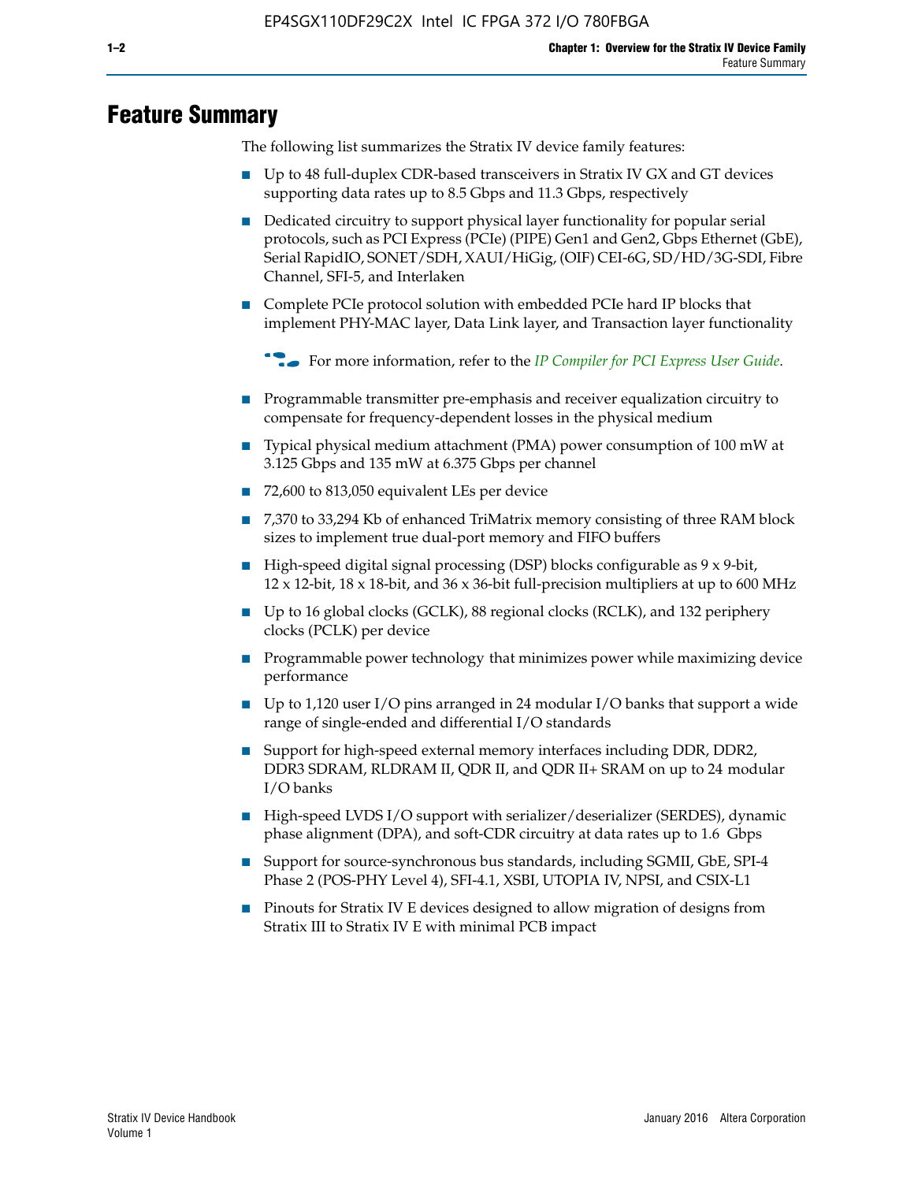# Feature Summary

The following list summarizes the Stratix IV device family features:

- Up to 48 full-duplex CDR-based transceivers in Stratix IV GX and GT devices supporting data rates up to 8.5 Gbps and 11.3 Gbps, respectively
- Dedicated circuitry to support physical layer functionality for popular serial protocols, such as PCI Express (PCIe) (PIPE) Gen1 and Gen2, Gbps Ethernet (GbE), Serial RapidIO, SONET/SDH, XAUI/HiGig, (OIF) CEI-6G, SD/HD/3G-SDI, Fibre Channel, SFI-5, and Interlaken
- Complete PCIe protocol solution with embedded PCIe hard IP blocks that implement PHY-MAC layer, Data Link layer, and Transaction layer functionality

  For more information, refer to the *IP Compiler for PCI Express User Guide*.

- Programmable transmitter pre-emphasis and receiver equalization circuitry to compensate for frequency-dependent losses in the physical medium
- Typical physical medium attachment (PMA) power consumption of 100 mW at 3.125 Gbps and 135 mW at 6.375 Gbps per channel
- 72,600 to 813,050 equivalent LEs per device
- 7,370 to 33,294 Kb of enhanced TriMatrix memory consisting of three RAM block sizes to implement true dual-port memory and FIFO buffers
- High-speed digital signal processing (DSP) blocks configurable as 9 x 9-bit, 12 x 12-bit, 18 x 18-bit, and 36 x 36-bit full-precision multipliers at up to 600 MHz
- Up to 16 global clocks (GCLK), 88 regional clocks (RCLK), and 132 periphery clocks (PCLK) per device
- Programmable power technology that minimizes power while maximizing device performance
- Up to 1,120 user I/O pins arranged in 24 modular I/O banks that support a wide range of single-ended and differential I/O standards
- Support for high-speed external memory interfaces including DDR, DDR2, DDR3 SDRAM, RLDRAM II, QDR II, and QDR II+ SRAM on up to 24 modular I/O banks
- High-speed LVDS I/O support with serializer/deserializer (SERDES), dynamic phase alignment (DPA), and soft-CDR circuitry at data rates up to 1.6 Gbps
- Support for source-synchronous bus standards, including SGMII, GbE, SPI-4 Phase 2 (POS-PHY Level 4), SFI-4.1, XSBI, UTOPIA IV, NPSI, and CSIX-L1
- Pinouts for Stratix IV E devices designed to allow migration of designs from Stratix III to Stratix IV E with minimal PCB impact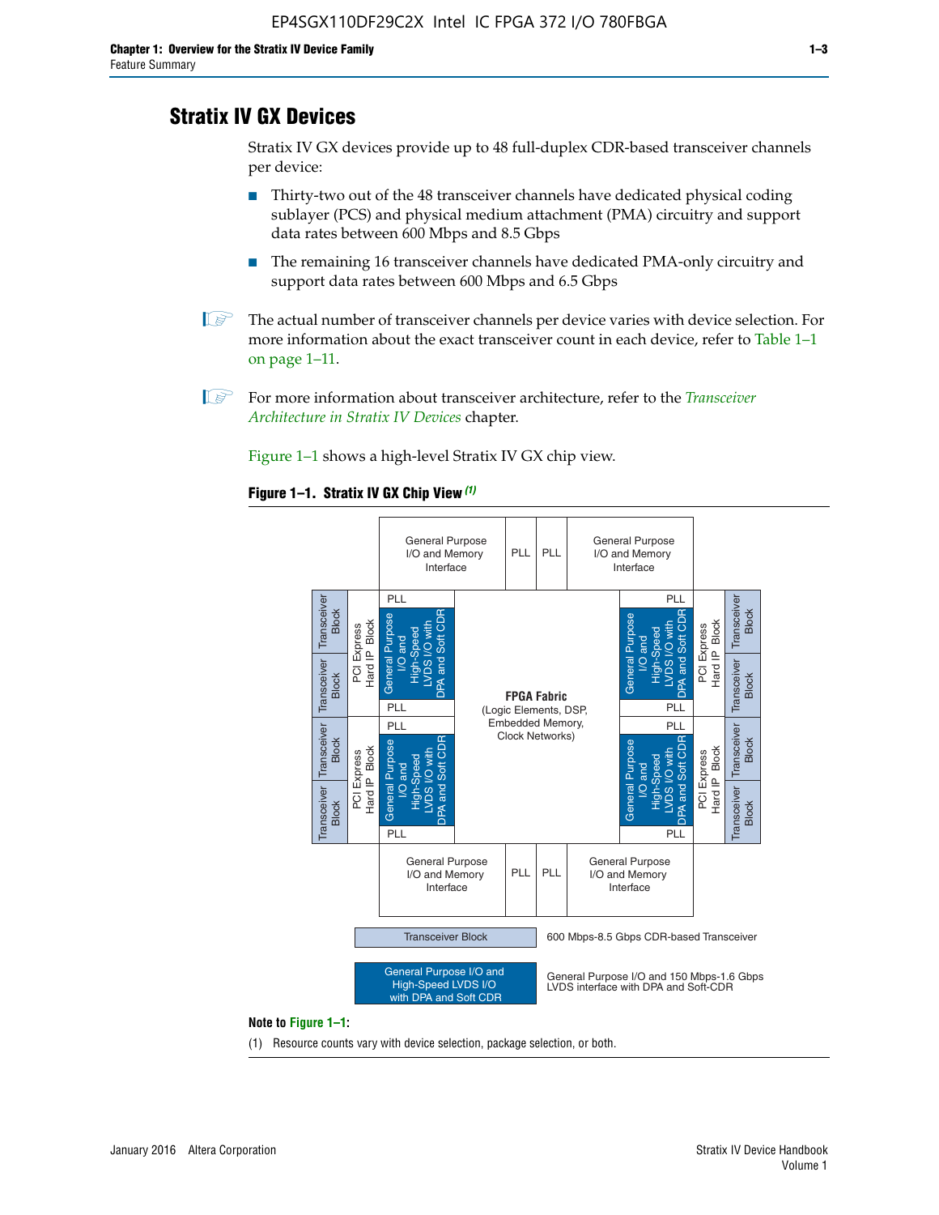# Stratix IV GX Devices

Stratix IV GX devices provide up to 48 full-duplex CDR-based transceiver channels per device:

- Thirty-two out of the 48 transceiver channels have dedicated physical coding sublayer (PCS) and physical medium attachment (PMA) circuitry and support data rates between 600 Mbps and 8.5 Gbps
- The remaining 16 transceiver channels have dedicated PMA-only circuitry and support data rates between 600 Mbps and 6.5 Gbps

The actual number of transceiver channels per device varies with device selection. For more information about the exact transceiver count in each device, refer to Table 1–1 on page 1–11.

For more information about transceiver architecture, refer to the *Transceiver Architecture in Stratix IV Devices* chapter.

Figure 1–1 shows a high-level Stratix IV GX chip view.

**Figure 1–1. Stratix IV GX Chip View** *(1)*

General Purpose I/O and Memory Interface | PLL | PLL | General Purpose I/O and Memory Interface

Transceiver Block | Transceiver Block | PCI Express Hard IP Block | PLL | General Purpose I/O and High-Speed LVDS I/O with DPA and Soft CDR | PLL

**FPGA Fabric** (Logic Elements, DSP, Embedded Memory, Clock Networks)

General Purpose I/O and Memory Interface | PLL | PLL | General Purpose I/O and Memory Interface

Transceiver Block — 600 Mbps-8.5 Gbps CDR-based Transceiver

General Purpose I/O and High-Speed LVDS I/O with DPA and Soft CDR — General Purpose I/O and 150 Mbps-1.6 Gbps LVDS interface with DPA and Soft-CDR

**Note to Figure 1–1:**

(1) Resource counts vary with device selection, package selection, or both.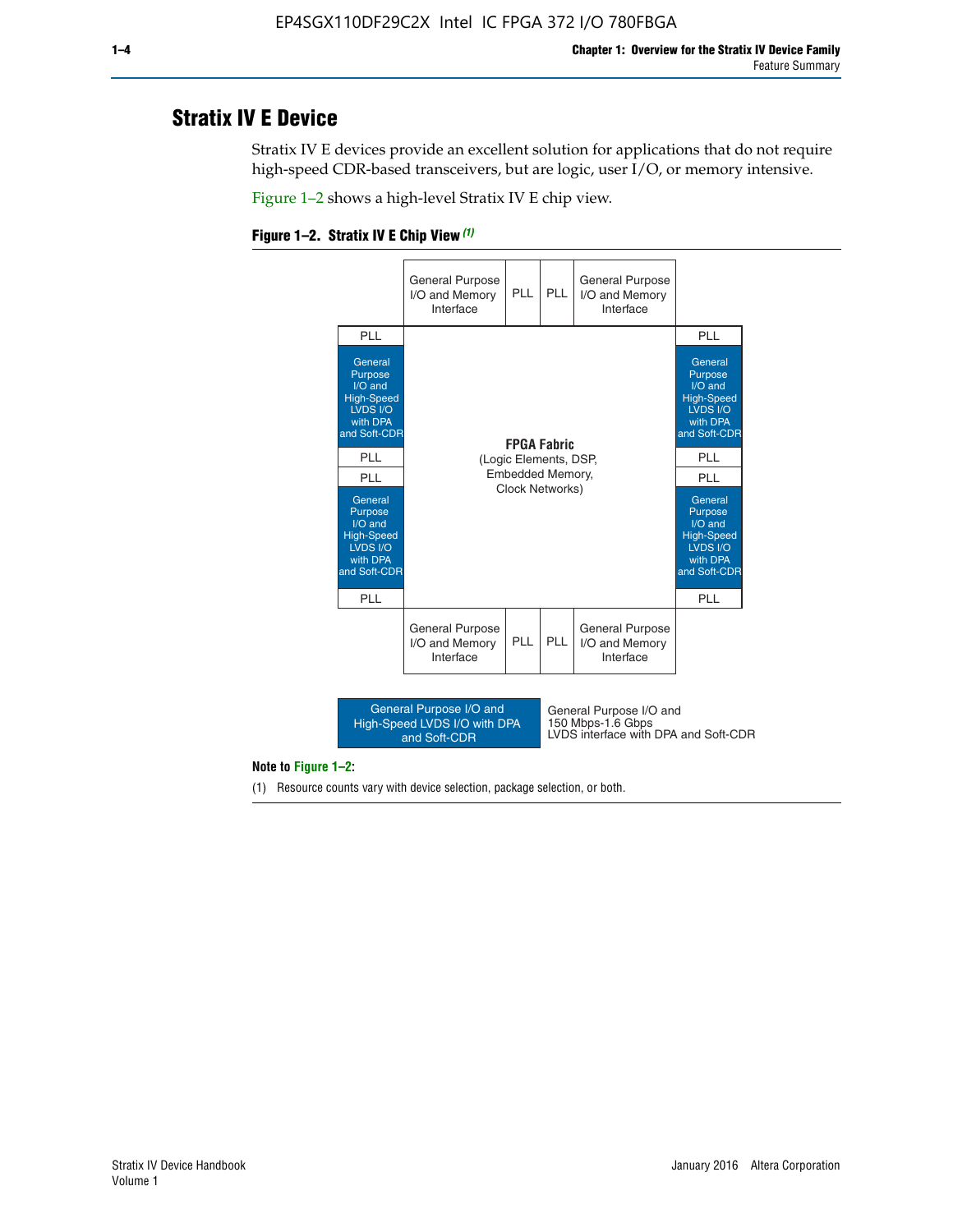## Stratix IV E Device

Stratix IV E devices provide an excellent solution for applications that do not require high-speed CDR-based transceivers, but are logic, user I/O, or memory intensive.

Figure 1–2 shows a high-level Stratix IV E chip view.

**Figure 1–2. Stratix IV E Chip View (1)**

General Purpose I/O and Memory Interface | PLL | PLL | General Purpose I/O and Memory Interface

PLL | PLL

General Purpose I/O and High-Speed LVDS I/O with DPA and Soft-CDR | General Purpose I/O and High-Speed LVDS I/O with DPA and Soft-CDR

PLL | PLL

**FPGA Fabric**
(Logic Elements, DSP, Embedded Memory, Clock Networks)

PLL | PLL

General Purpose I/O and High-Speed LVDS I/O with DPA and Soft-CDR | General Purpose I/O and High-Speed LVDS I/O with DPA and Soft-CDR

PLL | PLL

General Purpose I/O and Memory Interface | PLL | PLL | General Purpose I/O and Memory Interface

General Purpose I/O and High-Speed LVDS I/O with DPA and Soft-CDR — General Purpose I/O and 150 Mbps-1.6 Gbps LVDS interface with DPA and Soft-CDR

**Note to Figure 1–2:**

(1) Resource counts vary with device selection, package selection, or both.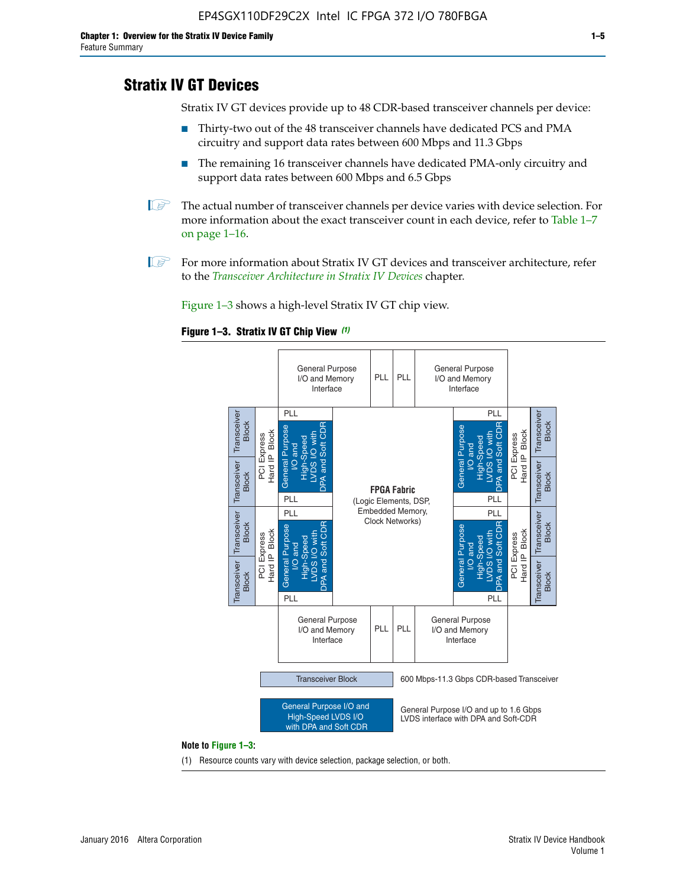## Stratix IV GT Devices

Stratix IV GT devices provide up to 48 CDR-based transceiver channels per device:

- Thirty-two out of the 48 transceiver channels have dedicated PCS and PMA circuitry and support data rates between 600 Mbps and 11.3 Gbps
- The remaining 16 transceiver channels have dedicated PMA-only circuitry and support data rates between 600 Mbps and 6.5 Gbps

The actual number of transceiver channels per device varies with device selection. For more information about the exact transceiver count in each device, refer to Table 1–7 on page 1–16.

For more information about Stratix IV GT devices and transceiver architecture, refer to the *Transceiver Architecture in Stratix IV Devices* chapter.

Figure 1–3 shows a high-level Stratix IV GT chip view.

**Figure 1–3. Stratix IV GT Chip View** *(1)*

**Note to Figure 1–3:**

(1) Resource counts vary with device selection, package selection, or both.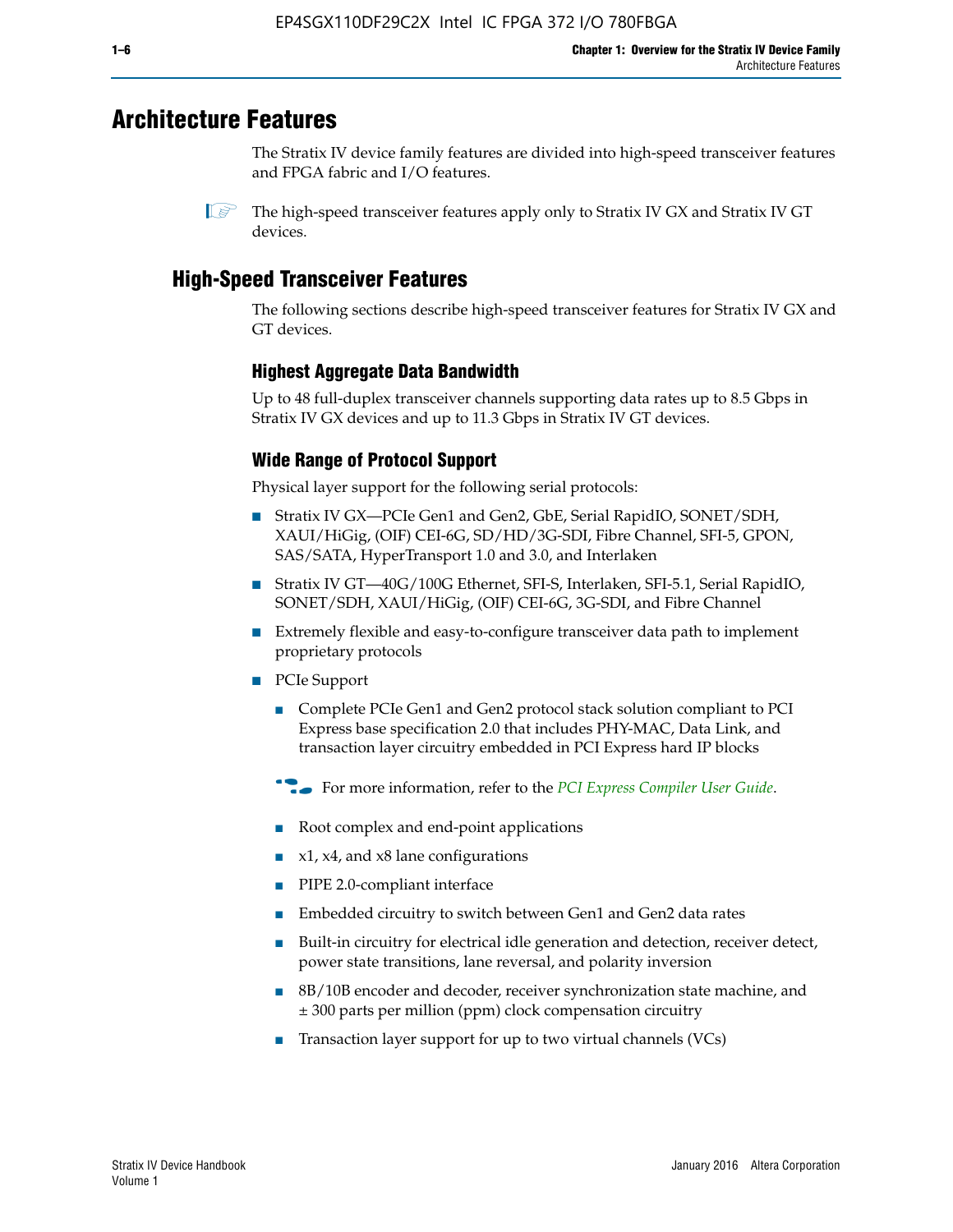# Architecture Features

The Stratix IV device family features are divided into high-speed transceiver features and FPGA fabric and I/O features.

The high-speed transceiver features apply only to Stratix IV GX and Stratix IV GT devices.

## High-Speed Transceiver Features

The following sections describe high-speed transceiver features for Stratix IV GX and GT devices.

### Highest Aggregate Data Bandwidth

Up to 48 full-duplex transceiver channels supporting data rates up to 8.5 Gbps in Stratix IV GX devices and up to 11.3 Gbps in Stratix IV GT devices.

### Wide Range of Protocol Support

Physical layer support for the following serial protocols:

- Stratix IV GX—PCIe Gen1 and Gen2, GbE, Serial RapidIO, SONET/SDH, XAUI/HiGig, (OIF) CEI-6G, SD/HD/3G-SDI, Fibre Channel, SFI-5, GPON, SAS/SATA, HyperTransport 1.0 and 3.0, and Interlaken
- Stratix IV GT—40G/100G Ethernet, SFI-S, Interlaken, SFI-5.1, Serial RapidIO, SONET/SDH, XAUI/HiGig, (OIF) CEI-6G, 3G-SDI, and Fibre Channel
- Extremely flexible and easy-to-configure transceiver data path to implement proprietary protocols
- PCIe Support
  - Complete PCIe Gen1 and Gen2 protocol stack solution compliant to PCI Express base specification 2.0 that includes PHY-MAC, Data Link, and transaction layer circuitry embedded in PCI Express hard IP blocks

    For more information, refer to the *PCI Express Compiler User Guide*.

  - Root complex and end-point applications
  - x1, x4, and x8 lane configurations
  - PIPE 2.0-compliant interface
  - Embedded circuitry to switch between Gen1 and Gen2 data rates
  - Built-in circuitry for electrical idle generation and detection, receiver detect, power state transitions, lane reversal, and polarity inversion
  - 8B/10B encoder and decoder, receiver synchronization state machine, and ± 300 parts per million (ppm) clock compensation circuitry
  - Transaction layer support for up to two virtual channels (VCs)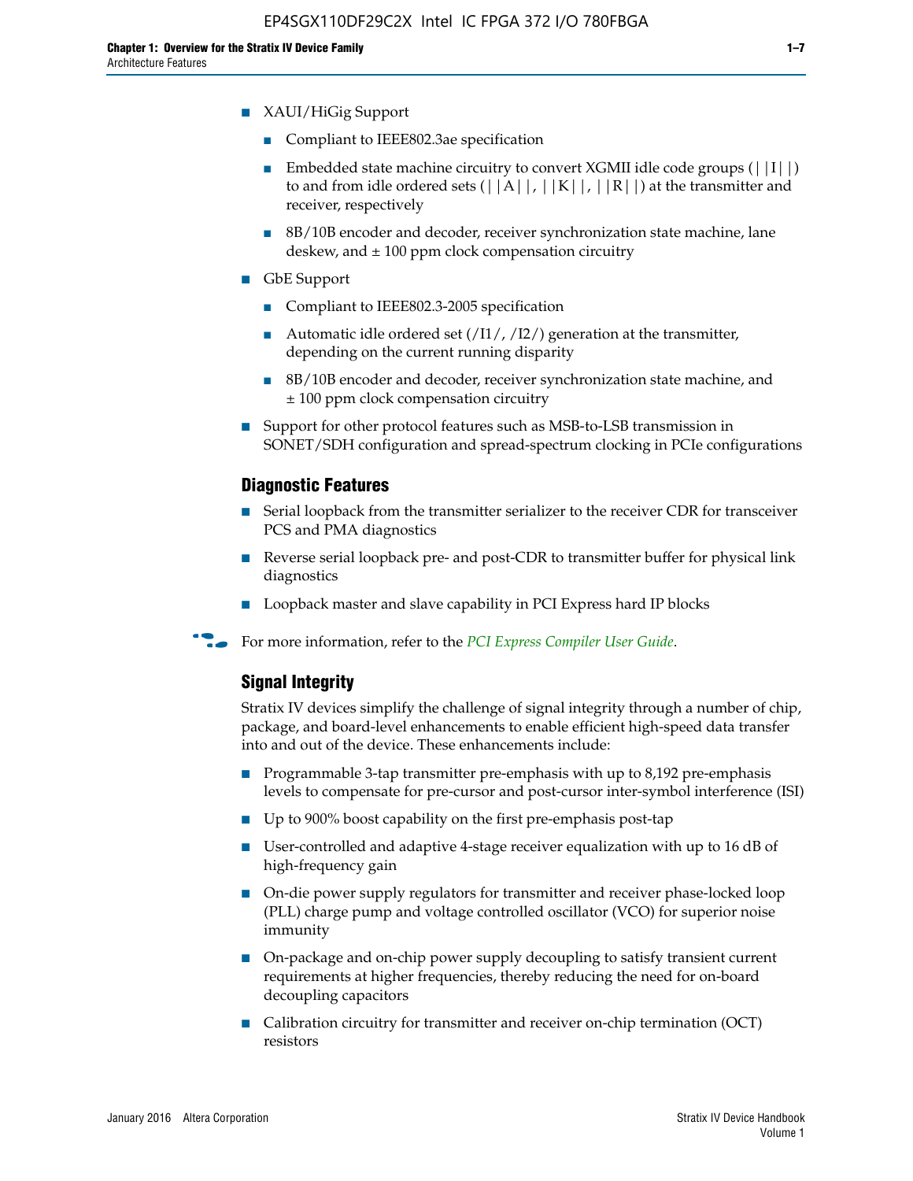- XAUI/HiGig Support
  - Compliant to IEEE802.3ae specification
  - Embedded state machine circuitry to convert XGMII idle code groups (||I||) to and from idle ordered sets (||A||, ||K||, ||R||) at the transmitter and receiver, respectively
  - 8B/10B encoder and decoder, receiver synchronization state machine, lane deskew, and ± 100 ppm clock compensation circuitry
- GbE Support
  - Compliant to IEEE802.3-2005 specification
  - Automatic idle ordered set (/I1/, /I2/) generation at the transmitter, depending on the current running disparity
  - 8B/10B encoder and decoder, receiver synchronization state machine, and ± 100 ppm clock compensation circuitry
- Support for other protocol features such as MSB-to-LSB transmission in SONET/SDH configuration and spread-spectrum clocking in PCIe configurations

### Diagnostic Features

- Serial loopback from the transmitter serializer to the receiver CDR for transceiver PCS and PMA diagnostics
- Reverse serial loopback pre- and post-CDR to transmitter buffer for physical link diagnostics
- Loopback master and slave capability in PCI Express hard IP blocks

For more information, refer to the *PCI Express Compiler User Guide*.

### Signal Integrity

Stratix IV devices simplify the challenge of signal integrity through a number of chip, package, and board-level enhancements to enable efficient high-speed data transfer into and out of the device. These enhancements include:

- Programmable 3-tap transmitter pre-emphasis with up to 8,192 pre-emphasis levels to compensate for pre-cursor and post-cursor inter-symbol interference (ISI)
- Up to 900% boost capability on the first pre-emphasis post-tap
- User-controlled and adaptive 4-stage receiver equalization with up to 16 dB of high-frequency gain
- On-die power supply regulators for transmitter and receiver phase-locked loop (PLL) charge pump and voltage controlled oscillator (VCO) for superior noise immunity
- On-package and on-chip power supply decoupling to satisfy transient current requirements at higher frequencies, thereby reducing the need for on-board decoupling capacitors
- Calibration circuitry for transmitter and receiver on-chip termination (OCT) resistors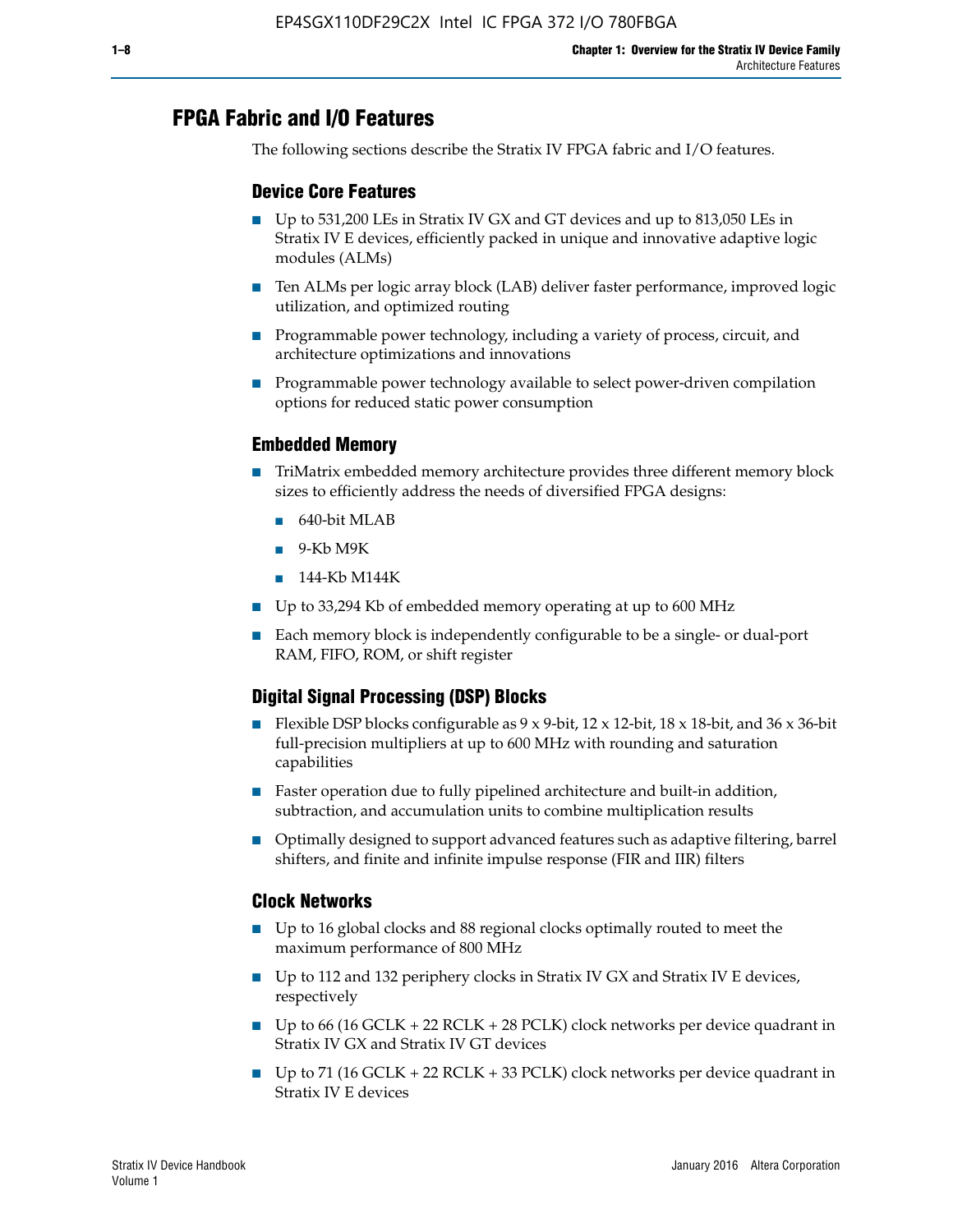## FPGA Fabric and I/O Features

The following sections describe the Stratix IV FPGA fabric and I/O features.

### Device Core Features

- Up to 531,200 LEs in Stratix IV GX and GT devices and up to 813,050 LEs in Stratix IV E devices, efficiently packed in unique and innovative adaptive logic modules (ALMs)
- Ten ALMs per logic array block (LAB) deliver faster performance, improved logic utilization, and optimized routing
- Programmable power technology, including a variety of process, circuit, and architecture optimizations and innovations
- Programmable power technology available to select power-driven compilation options for reduced static power consumption

### Embedded Memory

- TriMatrix embedded memory architecture provides three different memory block sizes to efficiently address the needs of diversified FPGA designs:
  - 640-bit MLAB
  - 9-Kb M9K
  - 144-Kb M144K
- Up to 33,294 Kb of embedded memory operating at up to 600 MHz
- Each memory block is independently configurable to be a single- or dual-port RAM, FIFO, ROM, or shift register

### Digital Signal Processing (DSP) Blocks

- Flexible DSP blocks configurable as 9 x 9-bit, 12 x 12-bit, 18 x 18-bit, and 36 x 36-bit full-precision multipliers at up to 600 MHz with rounding and saturation capabilities
- Faster operation due to fully pipelined architecture and built-in addition, subtraction, and accumulation units to combine multiplication results
- Optimally designed to support advanced features such as adaptive filtering, barrel shifters, and finite and infinite impulse response (FIR and IIR) filters

### Clock Networks

- Up to 16 global clocks and 88 regional clocks optimally routed to meet the maximum performance of 800 MHz
- Up to 112 and 132 periphery clocks in Stratix IV GX and Stratix IV E devices, respectively
- Up to 66 (16 GCLK + 22 RCLK + 28 PCLK) clock networks per device quadrant in Stratix IV GX and Stratix IV GT devices
- Up to 71 (16 GCLK + 22 RCLK + 33 PCLK) clock networks per device quadrant in Stratix IV E devices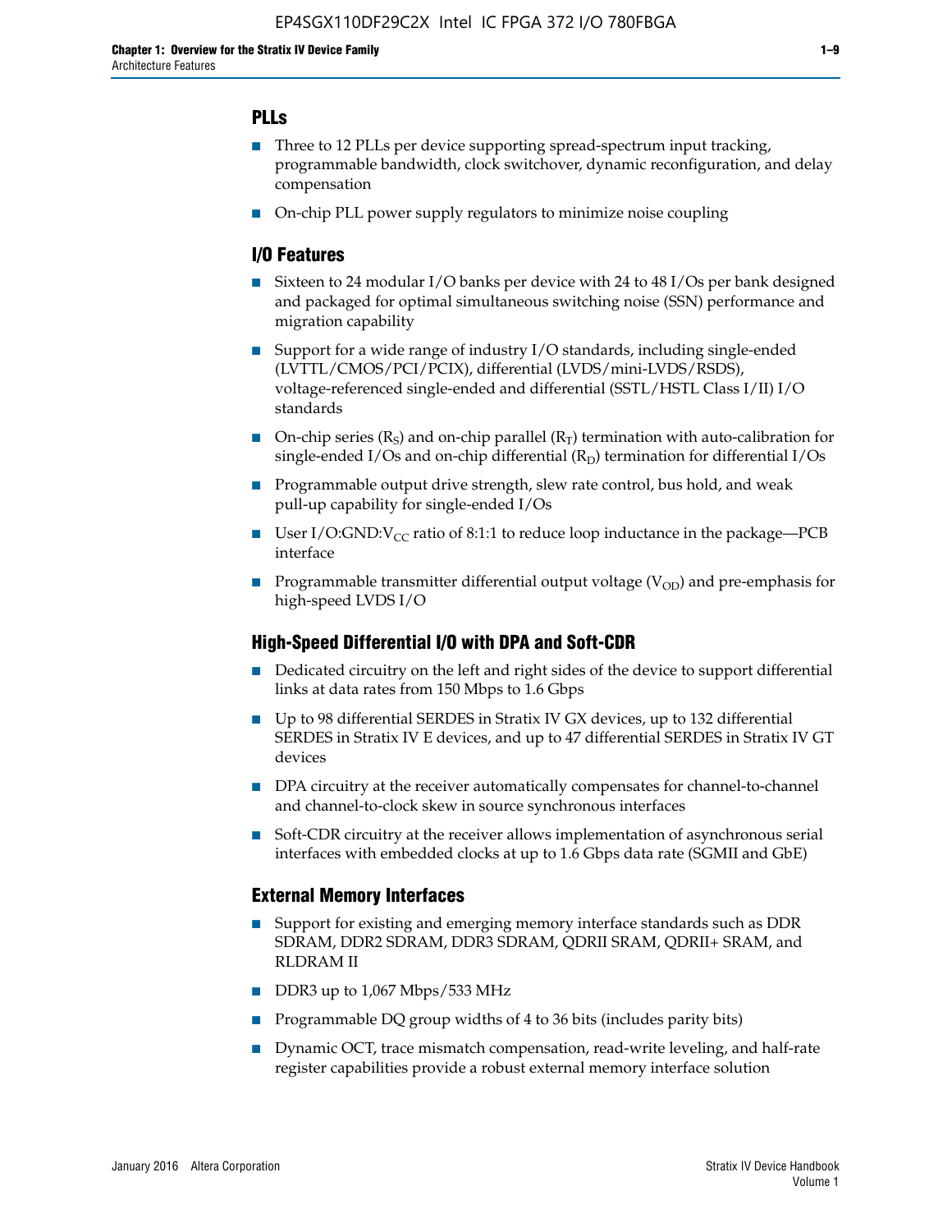## PLLs

- Three to 12 PLLs per device supporting spread-spectrum input tracking, programmable bandwidth, clock switchover, dynamic reconfiguration, and delay compensation
- On-chip PLL power supply regulators to minimize noise coupling

## I/O Features

- Sixteen to 24 modular I/O banks per device with 24 to 48 I/Os per bank designed and packaged for optimal simultaneous switching noise (SSN) performance and migration capability
- Support for a wide range of industry I/O standards, including single-ended (LVTTL/CMOS/PCI/PCIX), differential (LVDS/mini-LVDS/RSDS), voltage-referenced single-ended and differential (SSTL/HSTL Class I/II) I/O standards
- On-chip series ($R_S$) and on-chip parallel ($R_T$) termination with auto-calibration for single-ended I/Os and on-chip differential ($R_D$) termination for differential I/Os
- Programmable output drive strength, slew rate control, bus hold, and weak pull-up capability for single-ended I/Os
- User I/O:GND:$V_{CC}$ ratio of 8:1:1 to reduce loop inductance in the package—PCB interface
- Programmable transmitter differential output voltage ($V_{OD}$) and pre-emphasis for high-speed LVDS I/O

## High-Speed Differential I/O with DPA and Soft-CDR

- Dedicated circuitry on the left and right sides of the device to support differential links at data rates from 150 Mbps to 1.6 Gbps
- Up to 98 differential SERDES in Stratix IV GX devices, up to 132 differential SERDES in Stratix IV E devices, and up to 47 differential SERDES in Stratix IV GT devices
- DPA circuitry at the receiver automatically compensates for channel-to-channel and channel-to-clock skew in source synchronous interfaces
- Soft-CDR circuitry at the receiver allows implementation of asynchronous serial interfaces with embedded clocks at up to 1.6 Gbps data rate (SGMII and GbE)

## External Memory Interfaces

- Support for existing and emerging memory interface standards such as DDR SDRAM, DDR2 SDRAM, DDR3 SDRAM, QDRII SRAM, QDRII+ SRAM, and RLDRAM II
- DDR3 up to 1,067 Mbps/533 MHz
- Programmable DQ group widths of 4 to 36 bits (includes parity bits)
- Dynamic OCT, trace mismatch compensation, read-write leveling, and half-rate register capabilities provide a robust external memory interface solution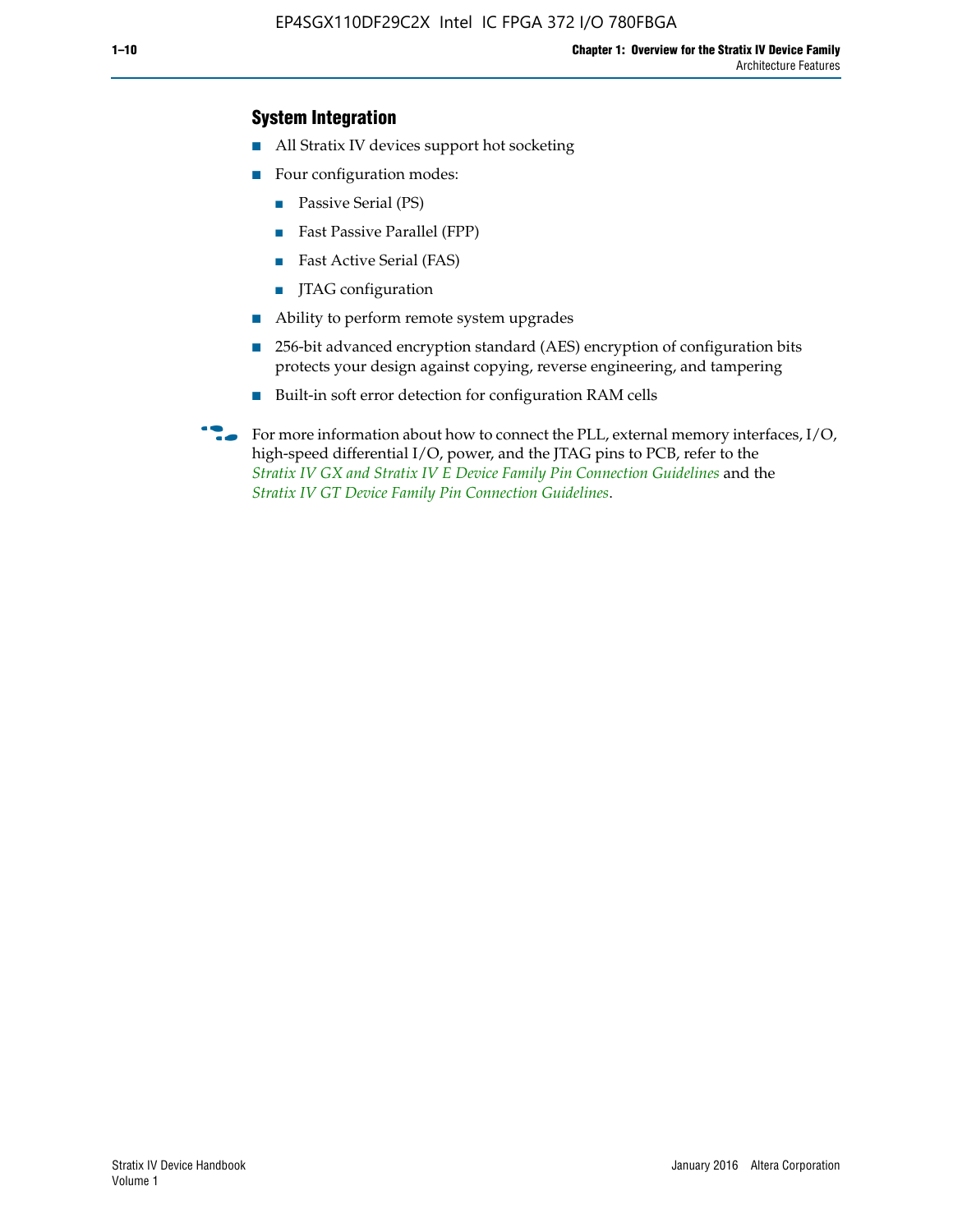## System Integration

- All Stratix IV devices support hot socketing
- Four configuration modes:
  - Passive Serial (PS)
  - Fast Passive Parallel (FPP)
  - Fast Active Serial (FAS)
  - JTAG configuration
- Ability to perform remote system upgrades
- 256-bit advanced encryption standard (AES) encryption of configuration bits protects your design against copying, reverse engineering, and tampering
- Built-in soft error detection for configuration RAM cells

For more information about how to connect the PLL, external memory interfaces, I/O, high-speed differential I/O, power, and the JTAG pins to PCB, refer to the *Stratix IV GX and Stratix IV E Device Family Pin Connection Guidelines* and the *Stratix IV GT Device Family Pin Connection Guidelines*.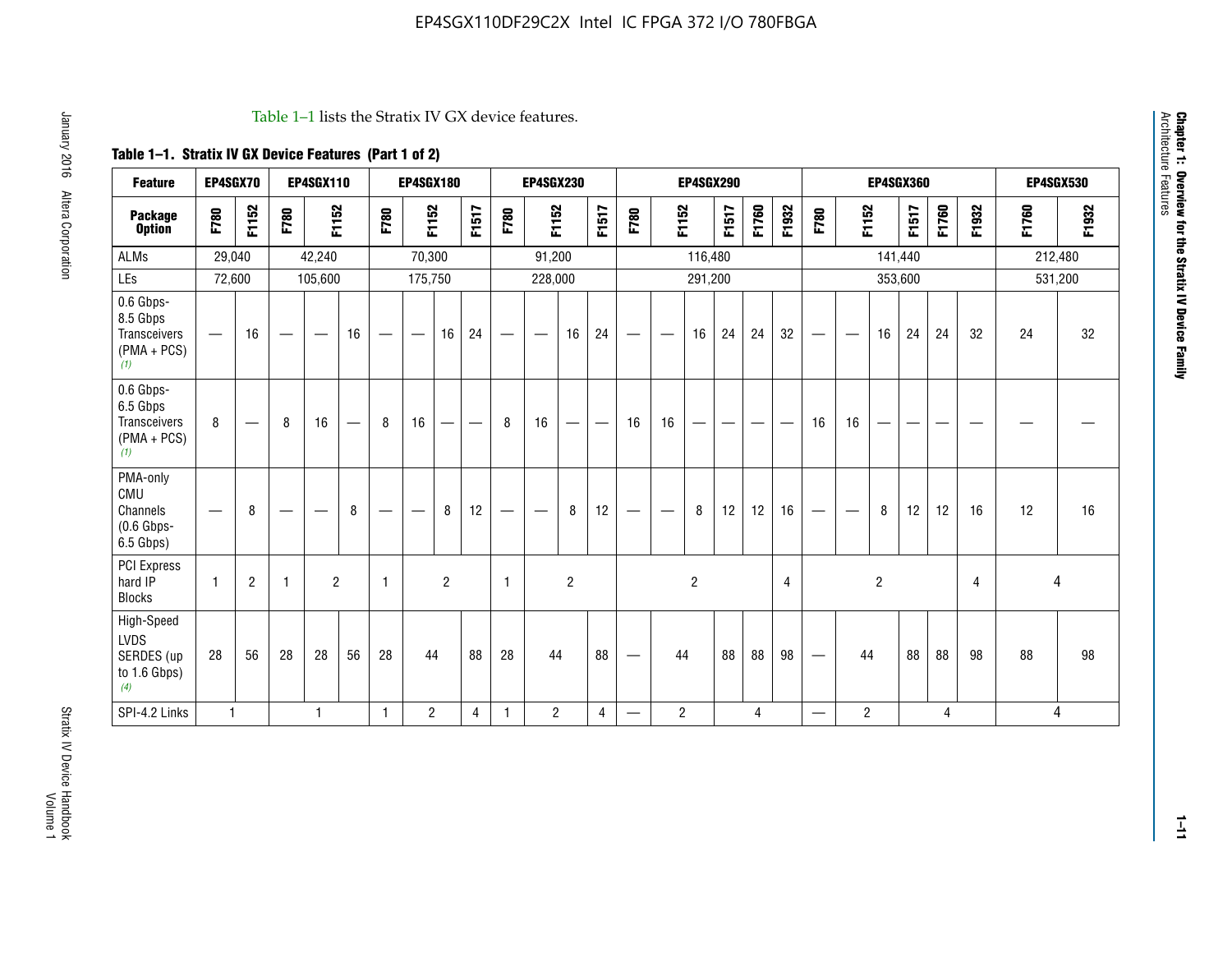Table 1–1 lists the Stratix IV GX device features.

**Table 1–1. Stratix IV GX Device Features (Part 1 of 2)**

| Feature | EP4SGX70 | | EP4SGX110 | | | EP4SGX180 | | | | EP4SGX230 | | | | EP4SGX290 | | | | | | EP4SGX360 | | | | | | EP4SGX530 | |
|---|---|---|---|---|---|---|---|---|---|---|---|---|---|---|---|---|---|---|---|---|---|---|---|---|---|---|---|
| **Package Option** | F780 | F1152 | F780 | F1152 | | F780 | F1152 | | F1517 | F780 | F1152 | | F1517 | F780 | F1152 | | F1517 | F1760 | F1932 | F780 | F1152 | | F1517 | F1760 | F1932 | F1760 | F1932 |
| ALMs | 29,040 | | 42,240 | | | 70,300 | | | | 91,200 | | | | 116,480 | | | | | | 141,440 | | | | | | 212,480 | |
| LEs | 72,600 | | 105,600 | | | 175,750 | | | | 228,000 | | | | 291,200 | | | | | | 353,600 | | | | | | 531,200 | |
| 0.6 Gbps-8.5 Gbps Transceivers (PMA + PCS) (1) | — | 16 | — | — | 16 | — | — | 16 | 24 | — | — | 16 | 24 | — | — | 16 | 24 | 24 | 32 | — | — | 16 | 24 | 24 | 32 | 24 | 32 |
| 0.6 Gbps-6.5 Gbps Transceivers (PMA + PCS) (1) | 8 | — | 8 | 16 | — | 8 | 16 | — | — | 8 | 16 | — | — | 16 | 16 | — | — | — | — | 16 | 16 | — | — | — | — | — | — |
| PMA-only CMU Channels (0.6 Gbps-6.5 Gbps) | — | 8 | — | — | 8 | — | — | 8 | 12 | — | — | 8 | 12 | — | — | 8 | 12 | 12 | 16 | — | — | 8 | 12 | 12 | 16 | 12 | 16 |
| PCI Express hard IP Blocks | 1 | 2 | 1 | 2 | | 1 | 2 | | | 1 | 2 | | | 2 | | | | | 4 | 2 | | | | | 4 | 4 | |
| High-Speed LVDS SERDES (up to 1.6 Gbps) (4) | 28 | 56 | 28 | 28 | 56 | 28 | 44 | | 88 | 28 | 44 | | 88 | — | 44 | | 88 | 88 | 98 | — | 44 | | 88 | 88 | 98 | 88 | 98 |
| SPI-4.2 Links | 1 | | 1 | | | 1 | 2 | | 4 | 1 | 2 | | 4 | — | 2 | | 4 | | | — | 2 | | 4 | | | 4 | |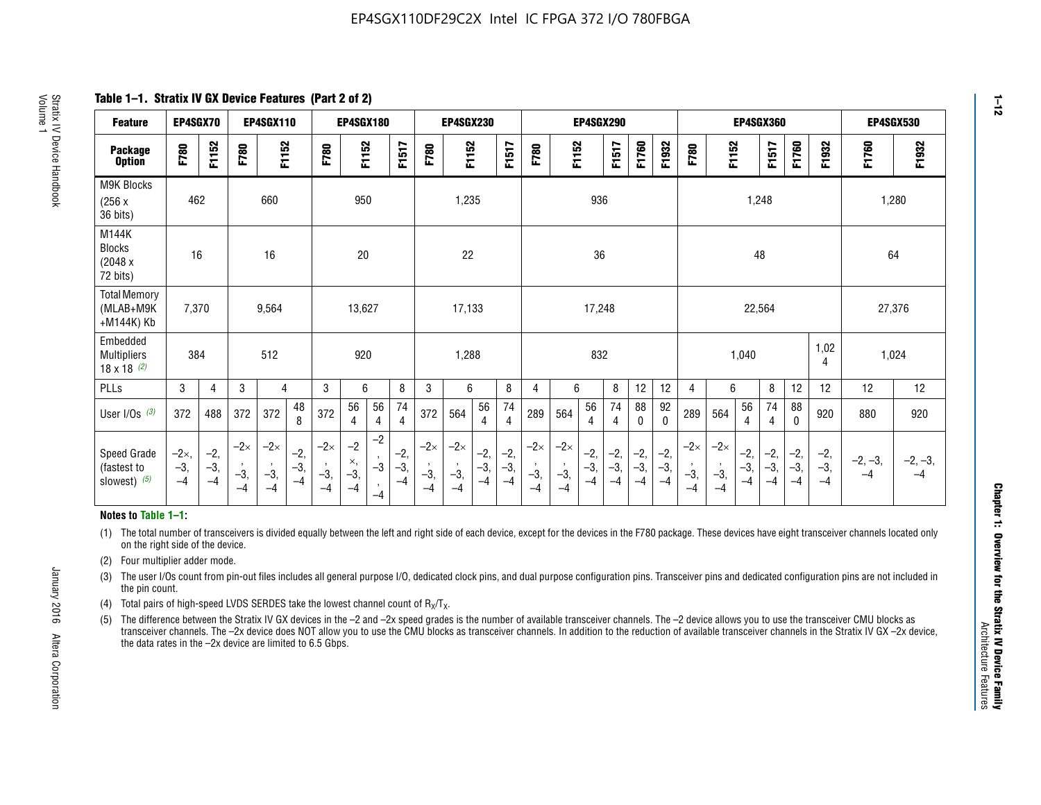## Table 1–1. Stratix IV GX Device Features (Part 2 of 2)

| Feature | EP4SGX70 | | EP4SGX110 | | | EP4SGX180 | | | | EP4SGX230 | | | | EP4SGX290 | | | | | | EP4SGX360 | | | | | | EP4SGX530 | |
|---|---|---|---|---|---|---|---|---|---|---|---|---|---|---|---|---|---|---|---|---|---|---|---|---|---|---|---|
| Package Option | F780 | F1152 | F780 | F1152 | | F780 | F1152 | | F1517 | F780 | F1152 | | F1517 | F780 | F1152 | | F1517 | F1760 | F1932 | F780 | F1152 | | F1517 | F1760 | F1932 | F1760 | F1932 |
| M9K Blocks (256 x 36 bits) | 462 | | 660 | | | 950 | | | | 1,235 | | | | 936 | | | | | | 1,248 | | | | | | 1,280 | |
| M144K Blocks (2048 x 72 bits) | 16 | | 16 | | | 20 | | | | 22 | | | | 36 | | | | | | 48 | | | | | | 64 | |
| Total Memory (MLAB+M9K +M144K) Kb | 7,370 | | 9,564 | | | 13,627 | | | | 17,133 | | | | 17,248 | | | | | | 22,564 | | | | | | 27,376 | |
| Embedded Multipliers 18 x 18 (2) | 384 | | 512 | | | 920 | | | | 1,288 | | | | 832 | | | | | | 1,040 | | | | | 1,024 | 1,024 | |
| PLLs | 3 | 4 | 3 | 4 | | 3 | 6 | | 8 | 3 | 6 | | 8 | 4 | 6 | | 8 | 12 | 12 | 4 | 6 | | 8 | 12 | 12 | 12 | 12 |
| User I/Os (3) | 372 | 488 | 372 | 372 | 488 | 372 | 564 | 564 | 744 | 372 | 564 | 564 | 744 | 289 | 564 | 564 | 744 | 880 | 920 | 289 | 564 | 564 | 744 | 880 | 920 | 880 | 920 |
| Speed Grade (fastest to slowest) (5) | –2×, –3, –4 | –2, –3, –4 | –2×, –3, –4 | –2×, –3, –4 | –2, –3, –4 | –2×, –3, –4 | –2×, –3, –4 | –2, –3, –4 | –2, –3, –4 | –2×, –3, –4 | –2×, –3, –4 | –2, –3, –4 | –2, –3, –4 | –2×, –3, –4 | –2×, –3, –4 | –2, –3, –4 | –2, –3, –4 | –2, –3, –4 | –2, –3, –4 | –2×, –3, –4 | –2×, –3, –4 | –2, –3, –4 | –2, –3, –4 | –2, –3, –4 | –2, –3, –4 | –2, –3, –4 | –2, –3, –4 |

**Notes to Table 1–1:**

(1) The total number of transceivers is divided equally between the left and right side of each device, except for the devices in the F780 package. These devices have eight transceiver channels located only on the right side of the device.

(2) Four multiplier adder mode.

(3) The user I/Os count from pin-out files includes all general purpose I/O, dedicated clock pins, and dual purpose configuration pins. Transceiver pins and dedicated configuration pins are not included in the pin count.

(4) Total pairs of high-speed LVDS SERDES take the lowest channel count of $R_X/T_X$.

(5) The difference between the Stratix IV GX devices in the –2 and –2x speed grades is the number of available transceiver channels. The –2 device allows you to use the transceiver CMU blocks as transceiver channels. The –2x device does NOT allow you to use the CMU blocks as transceiver channels. In addition to the reduction of available transceiver channels in the Stratix IV GX –2x device, the data rates in the –2x device are limited to 6.5 Gbps.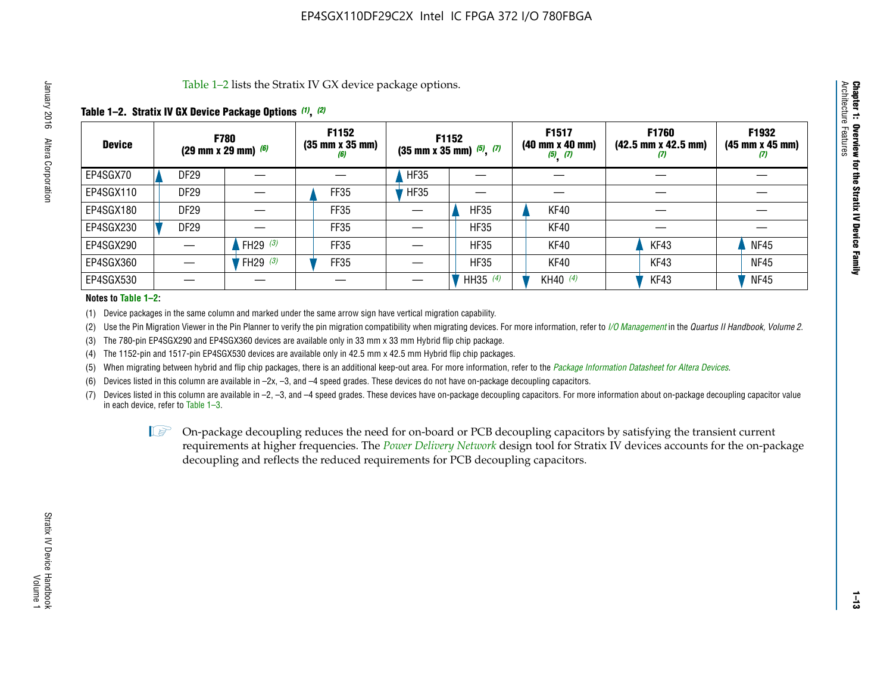Table 1–2 lists the Stratix IV GX device package options.

**Table 1–2. Stratix IV GX Device Package Options (1), (2)**

| Device | F780 (29 mm x 29 mm) (6) | | F1152 (35 mm x 35 mm) (6) | F1152 (35 mm x 35 mm) (5), (7) | | F1517 (40 mm x 40 mm) (5), (7) | F1760 (42.5 mm x 42.5 mm) (7) | F1932 (45 mm x 45 mm) (7) |
|---|---|---|---|---|---|---|---|---|
| EP4SGX70 | DF29 | — | — | HF35 | — | — | — | — |
| EP4SGX110 | DF29 | — | FF35 | HF35 | — | — | — | — |
| EP4SGX180 | DF29 | — | FF35 | — | HF35 | KF40 | — | — |
| EP4SGX230 | DF29 | — | FF35 | — | HF35 | KF40 | — | — |
| EP4SGX290 | — | FH29 (3) | FF35 | — | HF35 | KF40 | KF43 | NF45 |
| EP4SGX360 | — | FH29 (3) | FF35 | — | HF35 | KF40 | KF43 | NF45 |
| EP4SGX530 | — | — | — | — | HH35 (4) | KH40 (4) | KF43 | NF45 |

**Notes to Table 1–2:**

(1) Device packages in the same column and marked under the same arrow sign have vertical migration capability.

(2) Use the Pin Migration Viewer in the Pin Planner to verify the pin migration compatibility when migrating devices. For more information, refer to *I/O Management* in the *Quartus II Handbook, Volume 2*.

(3) The 780-pin EP4SGX290 and EP4SGX360 devices are available only in 33 mm x 33 mm Hybrid flip chip package.

(4) The 1152-pin and 1517-pin EP4SGX530 devices are available only in 42.5 mm x 42.5 mm Hybrid flip chip packages.

(5) When migrating between hybrid and flip chip packages, there is an additional keep-out area. For more information, refer to the *Package Information Datasheet for Altera Devices*.

(6) Devices listed in this column are available in –2x, –3, and –4 speed grades. These devices do not have on-package decoupling capacitors.

(7) Devices listed in this column are available in –2, –3, and –4 speed grades. These devices have on-package decoupling capacitors. For more information about on-package decoupling capacitor value in each device, refer to Table 1–3.

On-package decoupling reduces the need for on-board or PCB decoupling capacitors by satisfying the transient current requirements at higher frequencies. The *Power Delivery Network* design tool for Stratix IV devices accounts for the on-package decoupling and reflects the reduced requirements for PCB decoupling capacitors.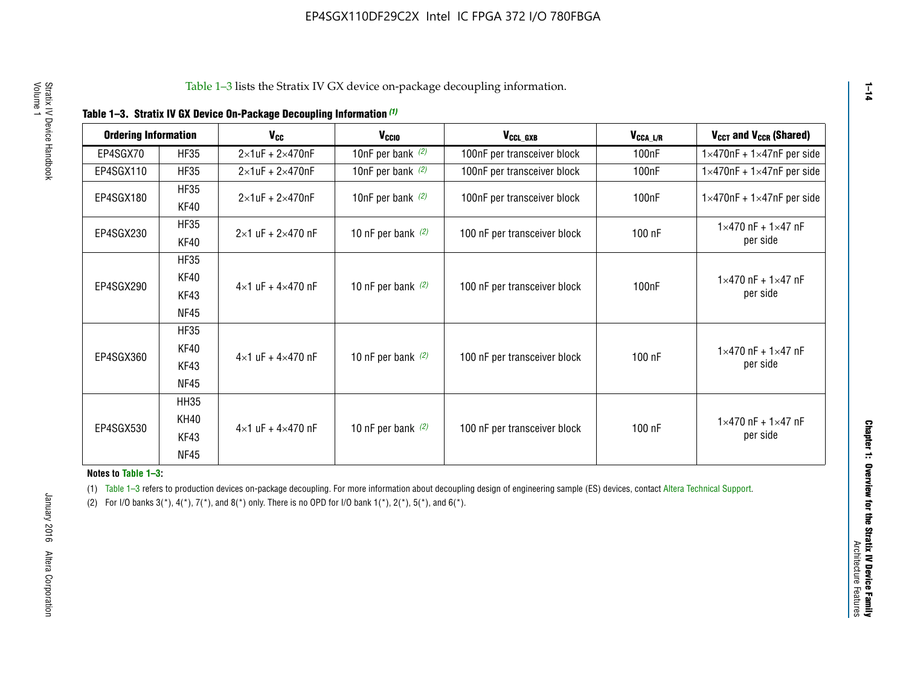Table 1–3 lists the Stratix IV GX device on-package decoupling information.

**Table 1–3. Stratix IV GX Device On-Package Decoupling Information (1)**

| Ordering Information | | $V_{CC}$ | $V_{CCIO}$ | $V_{CCL\_GXB}$ | $V_{CCA\_L/R}$ | $V_{CCT}$ and $V_{CCR}$ (Shared) |
|---|---|---|---|---|---|---|
| EP4SGX70 | HF35 | 2×1uF + 2×470nF | 10nF per bank (2) | 100nF per transceiver block | 100nF | 1×470nF + 1×47nF per side |
| EP4SGX110 | HF35 | 2×1uF + 2×470nF | 10nF per bank (2) | 100nF per transceiver block | 100nF | 1×470nF + 1×47nF per side |
| EP4SGX180 | HF35<br>KF40 | 2×1uF + 2×470nF | 10nF per bank (2) | 100nF per transceiver block | 100nF | 1×470nF + 1×47nF per side |
| EP4SGX230 | HF35<br>KF40 | 2×1 uF + 2×470 nF | 10 nF per bank (2) | 100 nF per transceiver block | 100 nF | 1×470 nF + 1×47 nF per side |
| EP4SGX290 | HF35<br>KF40<br>KF43<br>NF45 | 4×1 uF + 4×470 nF | 10 nF per bank (2) | 100 nF per transceiver block | 100nF | 1×470 nF + 1×47 nF per side |
| EP4SGX360 | HF35<br>KF40<br>KF43<br>NF45 | 4×1 uF + 4×470 nF | 10 nF per bank (2) | 100 nF per transceiver block | 100 nF | 1×470 nF + 1×47 nF per side |
| EP4SGX530 | HH35<br>KH40<br>KF43<br>NF45 | 4×1 uF + 4×470 nF | 10 nF per bank (2) | 100 nF per transceiver block | 100 nF | 1×470 nF + 1×47 nF per side |

**Notes to Table 1–3:**

(1) Table 1–3 refers to production devices on-package decoupling. For more information about decoupling design of engineering sample (ES) devices, contact Altera Technical Support.

(2) For I/O banks 3(*), 4(*), 7(*), and 8(*) only. There is no OPD for I/O bank 1(*), 2(*), 5(*), and 6(*).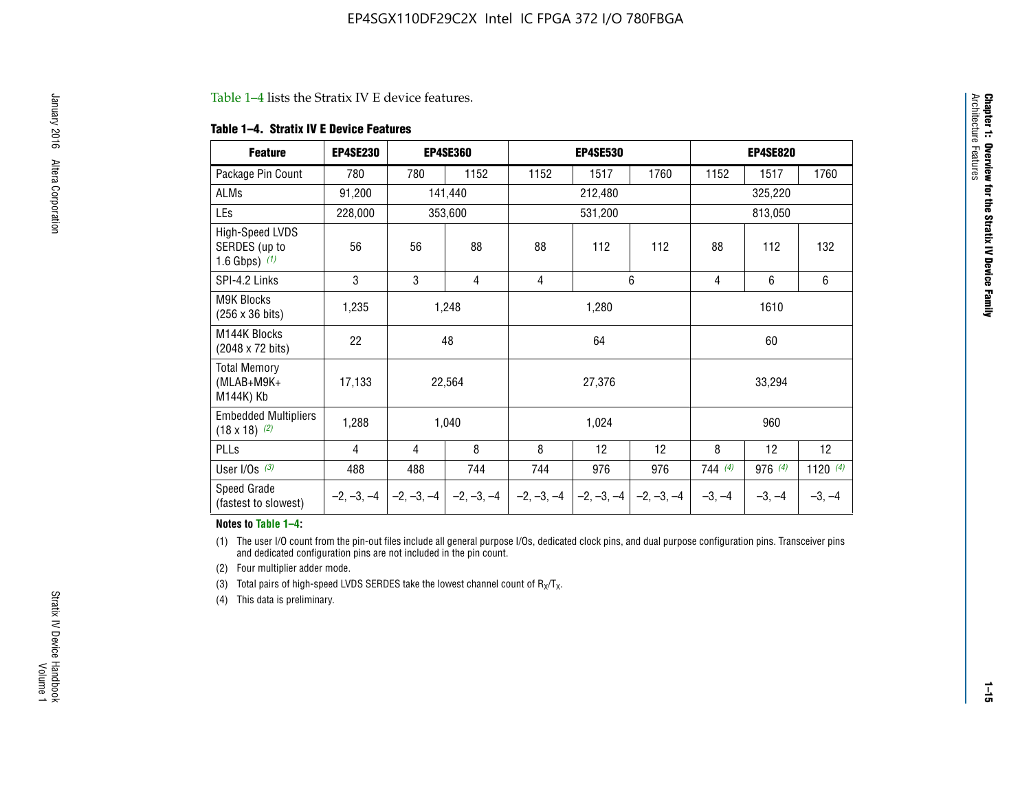Table 1–4 lists the Stratix IV E device features.

**Table 1–4. Stratix IV E Device Features**

| Feature | EP4SE230 | EP4SE360 | | EP4SE530 | | | EP4SE820 | | |
|---|---|---|---|---|---|---|---|---|---|
| Package Pin Count | 780 | 780 | 1152 | 1152 | 1517 | 1760 | 1152 | 1517 | 1760 |
| ALMs | 91,200 | 141,440 | | 212,480 | | | 325,220 | | |
| LEs | 228,000 | 353,600 | | 531,200 | | | 813,050 | | |
| High-Speed LVDS SERDES (up to 1.6 Gbps) (1) | 56 | 56 | 88 | 88 | 112 | 112 | 88 | 112 | 132 |
| SPI-4.2 Links | 3 | 3 | 4 | 4 | 6 | | 4 | 6 | 6 |
| M9K Blocks (256 x 36 bits) | 1,235 | 1,248 | | 1,280 | | | 1610 | | |
| M144K Blocks (2048 x 72 bits) | 22 | 48 | | 64 | | | 60 | | |
| Total Memory (MLAB+M9K+ M144K) Kb | 17,133 | 22,564 | | 27,376 | | | 33,294 | | |
| Embedded Multipliers (18 x 18) (2) | 1,288 | 1,040 | | 1,024 | | | 960 | | |
| PLLs | 4 | 4 | 8 | 8 | 12 | 12 | 8 | 12 | 12 |
| User I/Os (3) | 488 | 488 | 744 | 744 | 976 | 976 | 744 (4) | 976 (4) | 1120 (4) |
| Speed Grade (fastest to slowest) | –2, –3, –4 | –2, –3, –4 | –2, –3, –4 | –2, –3, –4 | –2, –3, –4 | –2, –3, –4 | –3, –4 | –3, –4 | –3, –4 |

**Notes to Table 1–4:**

(1) The user I/O count from the pin-out files include all general purpose I/Os, dedicated clock pins, and dual purpose configuration pins. Transceiver pins and dedicated configuration pins are not included in the pin count.

(2) Four multiplier adder mode.

(3) Total pairs of high-speed LVDS SERDES take the lowest channel count of $R_X/T_X$.

(4) This data is preliminary.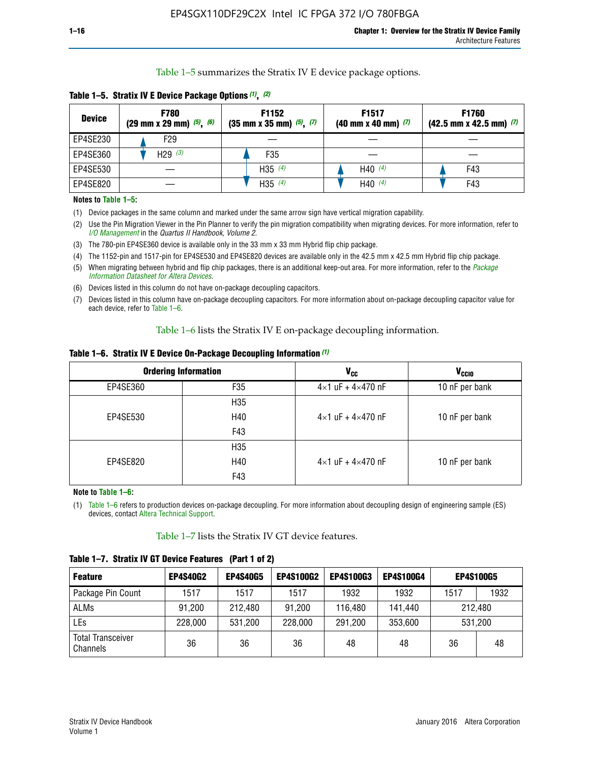Table 1–5 summarizes the Stratix IV E device package options.

**Table 1–5. Stratix IV E Device Package Options (1), (2)**

| Device | F780 (29 mm x 29 mm) (5), (6) | F1152 (35 mm x 35 mm) (5), (7) | F1517 (40 mm x 40 mm) (7) | F1760 (42.5 mm x 42.5 mm) (7) |
|---|---|---|---|---|
| EP4SE230 | F29 | — | — | — |
| EP4SE360 | H29 (3) | F35 | — | — |
| EP4SE530 | — | H35 (4) | H40 (4) | F43 |
| EP4SE820 | — | H35 (4) | H40 (4) | F43 |

**Notes to Table 1–5:**

(1) Device packages in the same column and marked under the same arrow sign have vertical migration capability.

(2) Use the Pin Migration Viewer in the Pin Planner to verify the pin migration compatibility when migrating devices. For more information, refer to *I/O Management* in the *Quartus II Handbook, Volume 2*.

(3) The 780-pin EP4SE360 device is available only in the 33 mm x 33 mm Hybrid flip chip package.

(4) The 1152-pin and 1517-pin for EP4SE530 and EP4SE820 devices are available only in the 42.5 mm x 42.5 mm Hybrid flip chip package.

(5) When migrating between hybrid and flip chip packages, there is an additional keep-out area. For more information, refer to the *Package Information Datasheet for Altera Devices*.

(6) Devices listed in this column do not have on-package decoupling capacitors.

(7) Devices listed in this column have on-package decoupling capacitors. For more information about on-package decoupling capacitor value for each device, refer to Table 1–6.

Table 1–6 lists the Stratix IV E on-package decoupling information.

**Table 1–6. Stratix IV E Device On-Package Decoupling Information (1)**

| Ordering Information | | $V_{CC}$ | $V_{CCIO}$ |
|---|---|---|---|
| EP4SE360 | F35 | 4×1 uF + 4×470 nF | 10 nF per bank |
| EP4SE530 | H35<br>H40<br>F43 | 4×1 uF + 4×470 nF | 10 nF per bank |
| EP4SE820 | H35<br>H40<br>F43 | 4×1 uF + 4×470 nF | 10 nF per bank |

**Note to Table 1–6:**

(1) Table 1–6 refers to production devices on-package decoupling. For more information about decoupling design of engineering sample (ES) devices, contact Altera Technical Support.

Table 1–7 lists the Stratix IV GT device features.

**Table 1–7. Stratix IV GT Device Features (Part 1 of 2)**

| Feature | EP4S40G2 | EP4S40G5 | EP4S100G2 | EP4S100G3 | EP4S100G4 | EP4S100G5 | |
|---|---|---|---|---|---|---|---|
| Package Pin Count | 1517 | 1517 | 1517 | 1932 | 1932 | 1517 | 1932 |
| ALMs | 91,200 | 212,480 | 91,200 | 116,480 | 141,440 | 212,480 | |
| LEs | 228,000 | 531,200 | 228,000 | 291,200 | 353,600 | 531,200 | |
| Total Transceiver Channels | 36 | 36 | 36 | 48 | 48 | 36 | 48 |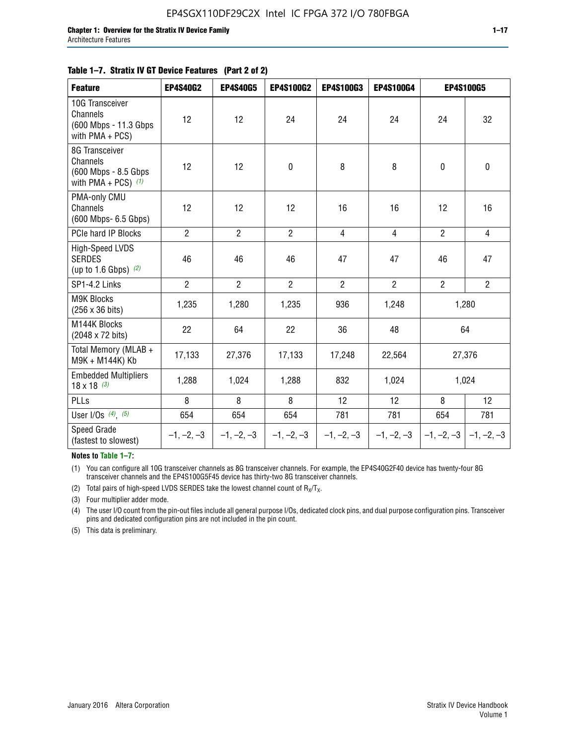**Table 1–7. Stratix IV GT Device Features (Part 2 of 2)**

| Feature | EP4S40G2 | EP4S40G5 | EP4S100G2 | EP4S100G3 | EP4S100G4 | EP4S100G5 | |
|---|---|---|---|---|---|---|---|
| 10G Transceiver Channels (600 Mbps - 11.3 Gbps with PMA + PCS) | 12 | 12 | 24 | 24 | 24 | 24 | 32 |
| 8G Transceiver Channels (600 Mbps - 8.5 Gbps with PMA + PCS) *(1)* | 12 | 12 | 0 | 8 | 8 | 0 | 0 |
| PMA-only CMU Channels (600 Mbps- 6.5 Gbps) | 12 | 12 | 12 | 16 | 16 | 12 | 16 |
| PCIe hard IP Blocks | 2 | 2 | 2 | 4 | 4 | 2 | 4 |
| High-Speed LVDS SERDES (up to 1.6 Gbps) *(2)* | 46 | 46 | 46 | 47 | 47 | 46 | 47 |
| SP1-4.2 Links | 2 | 2 | 2 | 2 | 2 | 2 | 2 |
| M9K Blocks (256 x 36 bits) | 1,235 | 1,280 | 1,235 | 936 | 1,248 | 1,280 | |
| M144K Blocks (2048 x 72 bits) | 22 | 64 | 22 | 36 | 48 | 64 | |
| Total Memory (MLAB + M9K + M144K) Kb | 17,133 | 27,376 | 17,133 | 17,248 | 22,564 | 27,376 | |
| Embedded Multipliers 18 x 18 *(3)* | 1,288 | 1,024 | 1,288 | 832 | 1,024 | 1,024 | |
| PLLs | 8 | 8 | 8 | 12 | 12 | 8 | 12 |
| User I/Os *(4)*, *(5)* | 654 | 654 | 654 | 781 | 781 | 654 | 781 |
| Speed Grade (fastest to slowest) | –1, –2, –3 | –1, –2, –3 | –1, –2, –3 | –1, –2, –3 | –1, –2, –3 | –1, –2, –3 | –1, –2, –3 |

**Notes to Table 1–7:**

(1) You can configure all 10G transceiver channels as 8G transceiver channels. For example, the EP4S40G2F40 device has twenty-four 8G transceiver channels and the EP4S100G5F45 device has thirty-two 8G transceiver channels.

(2) Total pairs of high-speed LVDS SERDES take the lowest channel count of $R_X/T_X$.

(3) Four multiplier adder mode.

(4) The user I/O count from the pin-out files include all general purpose I/Os, dedicated clock pins, and dual purpose configuration pins. Transceiver pins and dedicated configuration pins are not included in the pin count.

(5) This data is preliminary.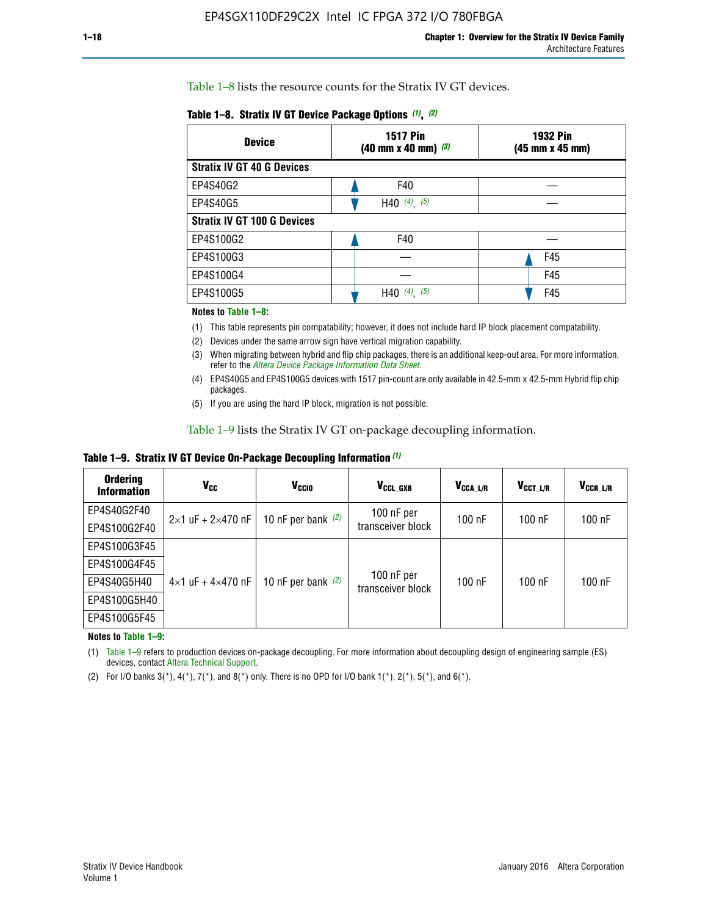Table 1–8 lists the resource counts for the Stratix IV GT devices.

**Table 1–8. Stratix IV GT Device Package Options (1), (2)**

| Device | 1517 Pin (40 mm x 40 mm) (3) | 1932 Pin (45 mm x 45 mm) |
|---|---|---|
| **Stratix IV GT 40 G Devices** | | |
| EP4S40G2 | F40 | — |
| EP4S40G5 | H40 (4), (5) | — |
| **Stratix IV GT 100 G Devices** | | |
| EP4S100G2 | F40 | — |
| EP4S100G3 | — | F45 |
| EP4S100G4 | — | F45 |
| EP4S100G5 | H40 (4), (5) | F45 |

**Notes to Table 1–8:**

(1) This table represents pin compatability; however, it does not include hard IP block placement compatability.

(2) Devices under the same arrow sign have vertical migration capability.

(3) When migrating between hybrid and flip chip packages, there is an additional keep-out area. For more information, refer to the *Altera Device Package Information Data Sheet*.

(4) EP4S40G5 and EP4S100G5 devices with 1517 pin-count are only available in 42.5-mm x 42.5-mm Hybrid flip chip packages.

(5) If you are using the hard IP block, migration is not possible.

Table 1–9 lists the Stratix IV GT on-package decoupling information.

**Table 1–9. Stratix IV GT Device On-Package Decoupling Information (1)**

| Ordering Information | $V_{CC}$ | $V_{CCIO}$ | $V_{CCL\_GXB}$ | $V_{CCA\_L/R}$ | $V_{CCT\_L/R}$ | $V_{CCR\_L/R}$ |
|---|---|---|---|---|---|---|
| EP4S40G2F40 | 2×1 uF + 2×470 nF | 10 nF per bank (2) | 100 nF per transceiver block | 100 nF | 100 nF | 100 nF |
| EP4S100G2F40 | | | | | | |
| EP4S100G3F45 | 4×1 uF + 4×470 nF | 10 nF per bank (2) | 100 nF per transceiver block | 100 nF | 100 nF | 100 nF |
| EP4S100G4F45 | | | | | | |
| EP4S40G5H40 | | | | | | |
| EP4S100G5H40 | | | | | | |
| EP4S100G5F45 | | | | | | |

**Notes to Table 1–9:**

(1) Table 1–9 refers to production devices on-package decoupling. For more information about decoupling design of engineering sample (ES) devices, contact Altera Technical Support.

(2) For I/O banks 3(*), 4(*), 7(*), and 8(*) only. There is no OPD for I/O bank 1(*), 2(*), 5(*), and 6(*).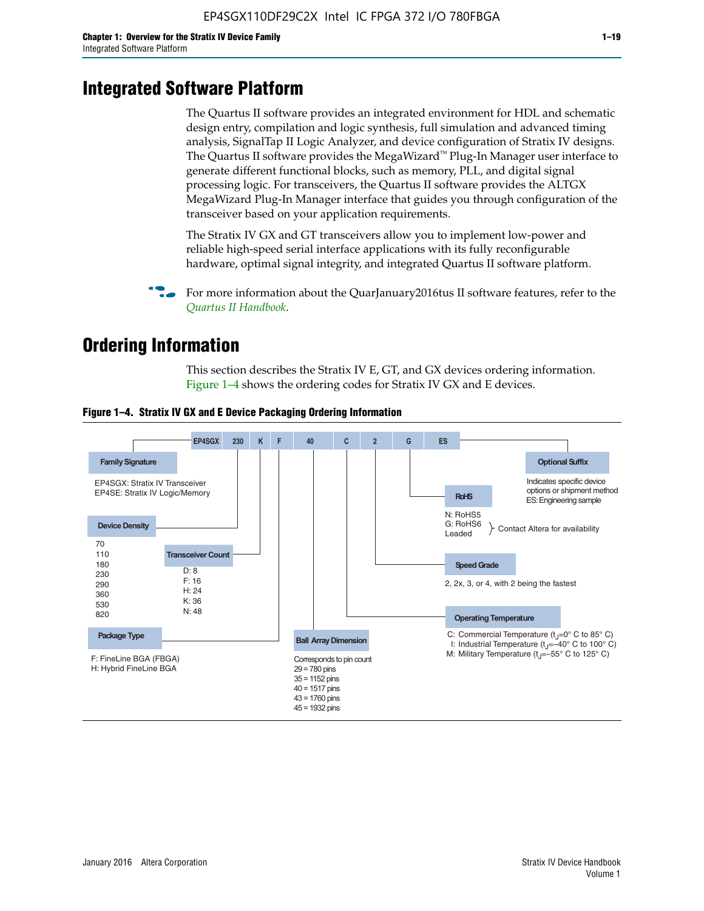# Integrated Software Platform

The Quartus II software provides an integrated environment for HDL and schematic design entry, compilation and logic synthesis, full simulation and advanced timing analysis, SignalTap II Logic Analyzer, and device configuration of Stratix IV designs. The Quartus II software provides the MegaWizard™ Plug-In Manager user interface to generate different functional blocks, such as memory, PLL, and digital signal processing logic. For transceivers, the Quartus II software provides the ALTGX MegaWizard Plug-In Manager interface that guides you through configuration of the transceiver based on your application requirements.

The Stratix IV GX and GT transceivers allow you to implement low-power and reliable high-speed serial interface applications with its fully reconfigurable hardware, optimal signal integrity, and integrated Quartus II software platform.

For more information about the QuarJanuary2016tus II software features, refer to the *Quartus II Handbook*.

# Ordering Information

This section describes the Stratix IV E, GT, and GX devices ordering information. Figure 1–4 shows the ordering codes for Stratix IV GX and E devices.

**Figure 1–4. Stratix IV GX and E Device Packaging Ordering Information**

EP4SGX 230 K F 40 C 2 G ES

**Family Signature**
EP4SGX: Stratix IV Transceiver
EP4SE: Stratix IV Logic/Memory

**Device Density**
70
110
180
230
290
360
530
820

**Transceiver Count**
D: 8
F: 16
H: 24
K: 36
N: 48

**Package Type**
F: FineLine BGA (FBGA)
H: Hybrid FineLine BGA

**Ball Array Dimension**
Corresponds to pin count
29 = 780 pins
35 = 1152 pins
40 = 1517 pins
43 = 1760 pins
45 = 1932 pins

**Operating Temperature**
C: Commercial Temperature ($t_J$=0° C to 85° C)
I: Industrial Temperature ($t_J$=–40° C to 100° C)
M: Military Temperature ($t_J$=–55° C to 125° C)

**Speed Grade**
2, 2x, 3, or 4, with 2 being the fastest

**RoHS**
N: RoHS5
G: RoHS6
Leaded
Contact Altera for availability

**Optional Suffix**
Indicates specific device options or shipment method
ES: Engineering sample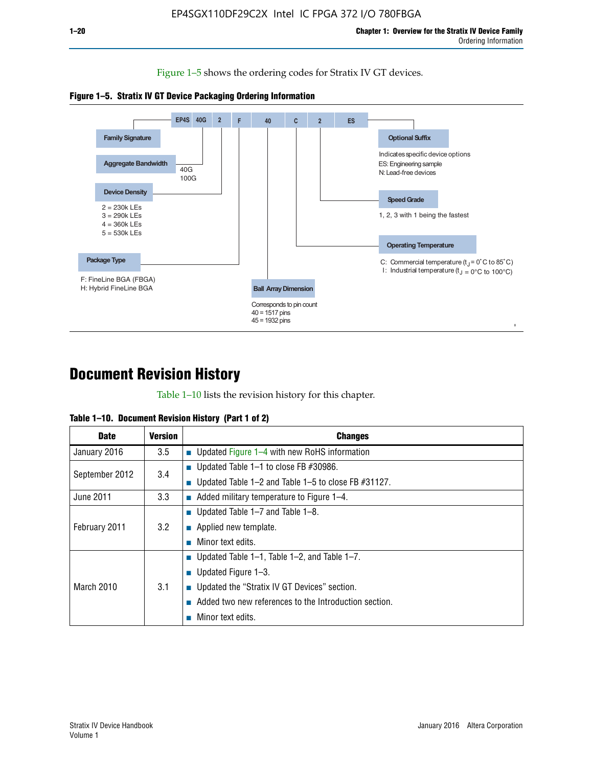Figure 1–5 shows the ordering codes for Stratix IV GT devices.

**Figure 1–5. Stratix IV GT Device Packaging Ordering Information**

EP4S 40G 2 F 40 C 2 ES

- **Family Signature**
- **Aggregate Bandwidth**
  - 40G
  - 100G
- **Device Density**
  - 2 = 230k LEs
  - 3 = 290k LEs
  - 4 = 360k LEs
  - 5 = 530k LEs
- **Package Type**
  - F: FineLine BGA (FBGA)
  - H: Hybrid FineLine BGA
- **Ball Array Dimension**
  - Corresponds to pin count
  - 40 = 1517 pins
  - 45 = 1932 pins
- **Operating Temperature**
  - C: Commercial temperature ($t_J$ = 0°C to 85°C)
  - I: Industrial temperature ($t_J$ = 0°C to 100°C)
- **Speed Grade**
  - 1, 2, 3 with 1 being the fastest
- **Optional Suffix**
  - Indicates specific device options
  - ES: Engineering sample
  - N: Lead-free devices

# Document Revision History

Table 1–10 lists the revision history for this chapter.

**Table 1–10. Document Revision History (Part 1 of 2)**

| Date | Version | Changes |
|---|---|---|
| January 2016 | 3.5 | ■ Updated Figure 1–4 with new RoHS information |
| September 2012 | 3.4 | ■ Updated Table 1–1 to close FB #30986.<br>■ Updated Table 1–2 and Table 1–5 to close FB #31127. |
| June 2011 | 3.3 | ■ Added military temperature to Figure 1–4. |
| February 2011 | 3.2 | ■ Updated Table 1–7 and Table 1–8.<br>■ Applied new template.<br>■ Minor text edits. |
| March 2010 | 3.1 | ■ Updated Table 1–1, Table 1–2, and Table 1–7.<br>■ Updated Figure 1–3.<br>■ Updated the “Stratix IV GT Devices” section.<br>■ Added two new references to the Introduction section.<br>■ Minor text edits. |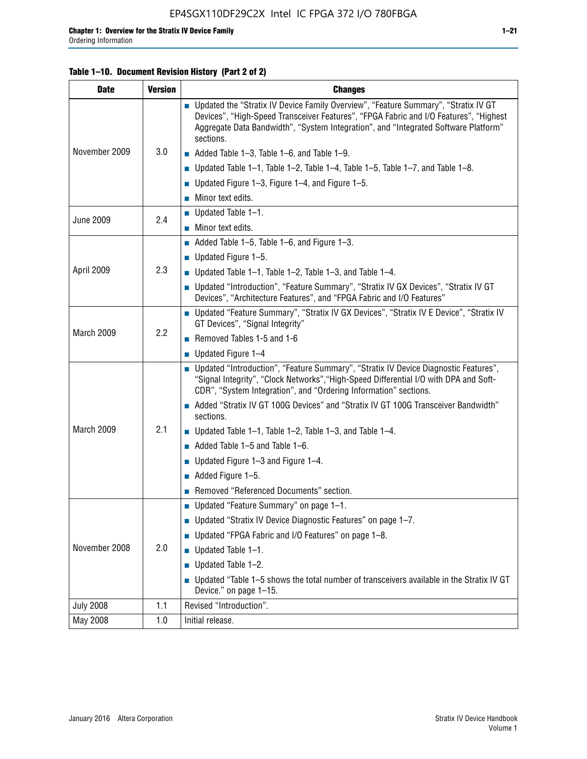**Table 1–10. Document Revision History (Part 2 of 2)**

| Date | Version | Changes |
|---|---|---|
| November 2009 | 3.0 | ■ Updated the "Stratix IV Device Family Overview", "Feature Summary", "Stratix IV GT Devices", "High-Speed Transceiver Features", "FPGA Fabric and I/O Features", "Highest Aggregate Data Bandwidth", "System Integration", and "Integrated Software Platform" sections.<br>■ Added Table 1–3, Table 1–6, and Table 1–9.<br>■ Updated Table 1–1, Table 1–2, Table 1–4, Table 1–5, Table 1–7, and Table 1–8.<br>■ Updated Figure 1–3, Figure 1–4, and Figure 1–5.<br>■ Minor text edits. |
| June 2009 | 2.4 | ■ Updated Table 1–1.<br>■ Minor text edits. |
| April 2009 | 2.3 | ■ Added Table 1–5, Table 1–6, and Figure 1–3.<br>■ Updated Figure 1–5.<br>■ Updated Table 1–1, Table 1–2, Table 1–3, and Table 1–4.<br>■ Updated "Introduction", "Feature Summary", "Stratix IV GX Devices", "Stratix IV GT Devices", "Architecture Features", and "FPGA Fabric and I/O Features" |
| March 2009 | 2.2 | ■ Updated "Feature Summary", "Stratix IV GX Devices", "Stratix IV E Device", "Stratix IV GT Devices", "Signal Integrity"<br>■ Removed Tables 1-5 and 1-6<br>■ Updated Figure 1–4 |
| March 2009 | 2.1 | ■ Updated "Introduction", "Feature Summary", "Stratix IV Device Diagnostic Features", "Signal Integrity", "Clock Networks","High-Speed Differential I/O with DPA and Soft-CDR", "System Integration", and "Ordering Information" sections.<br>■ Added "Stratix IV GT 100G Devices" and "Stratix IV GT 100G Transceiver Bandwidth" sections.<br>■ Updated Table 1–1, Table 1–2, Table 1–3, and Table 1–4.<br>■ Added Table 1–5 and Table 1–6.<br>■ Updated Figure 1–3 and Figure 1–4.<br>■ Added Figure 1–5.<br>■ Removed "Referenced Documents" section. |
| November 2008 | 2.0 | ■ Updated "Feature Summary" on page 1–1.<br>■ Updated "Stratix IV Device Diagnostic Features" on page 1–7.<br>■ Updated "FPGA Fabric and I/O Features" on page 1–8.<br>■ Updated Table 1–1.<br>■ Updated Table 1–2.<br>■ Updated "Table 1–5 shows the total number of transceivers available in the Stratix IV GT Device." on page 1–15. |
| July 2008 | 1.1 | Revised "Introduction". |
| May 2008 | 1.0 | Initial release. |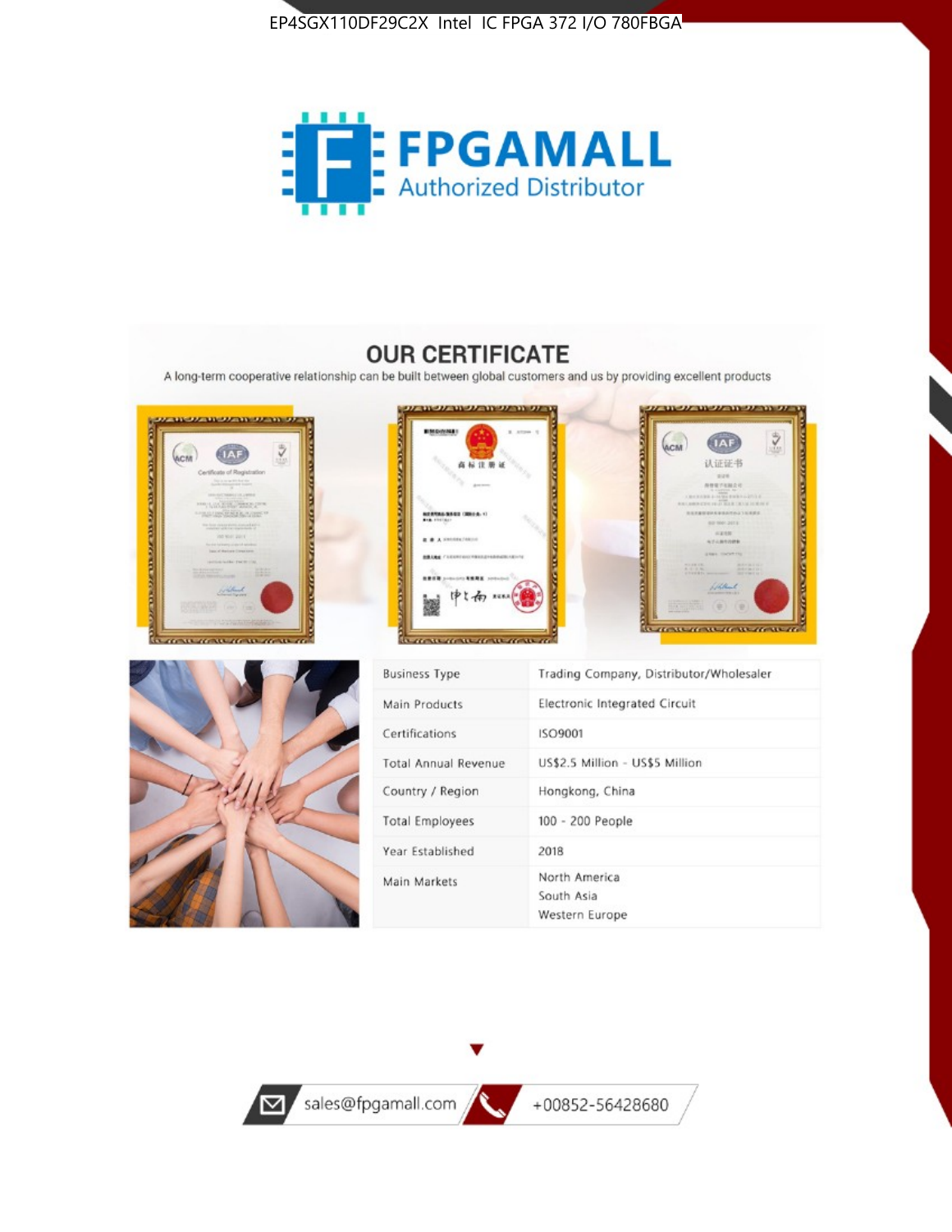FPGAMALL
Authorized Distributor

## OUR CERTIFICATE

A long-term cooperative relationship can be built between global customers and us by providing excellent products

| | |
|---|---|
| Business Type | Trading Company, Distributor/Wholesaler |
| Main Products | Electronic Integrated Circuit |
| Certifications | ISO9001 |
| Total Annual Revenue | US$2.5 Million - US$5 Million |
| Country / Region | Hongkong, China |
| Total Employees | 100 - 200 People |
| Year Established | 2018 |
| Main Markets | North America<br>South Asia<br>Western Europe |

sales@fpgamall.com

+00852-56428680